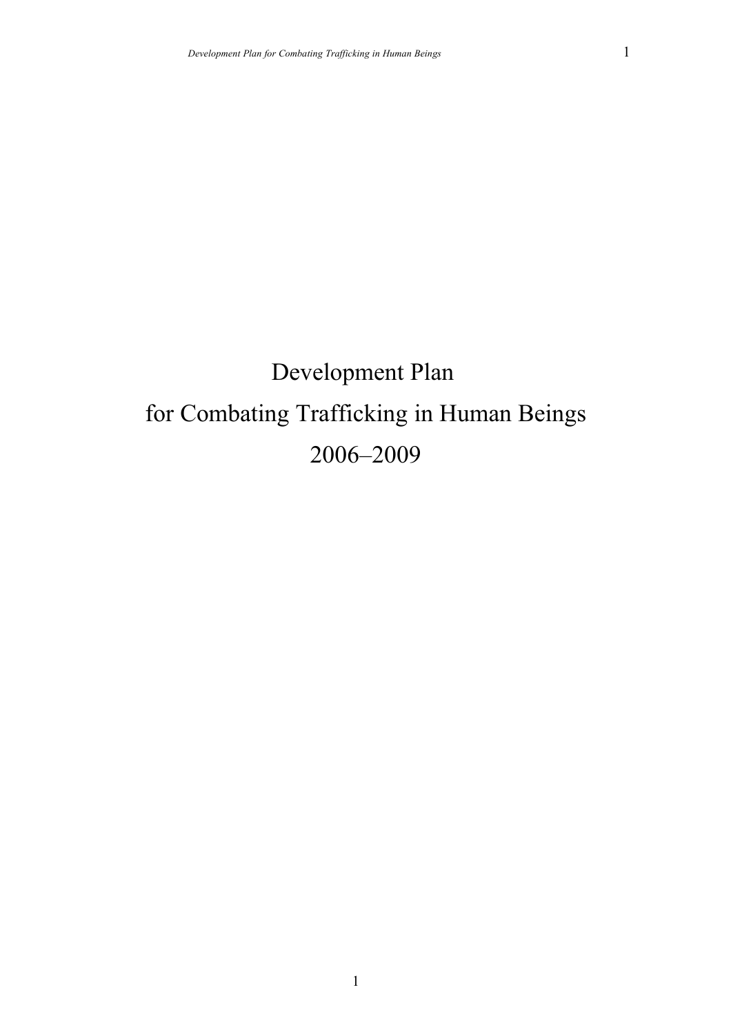# Development Plan for Combating Trafficking in Human Beings 2006–2009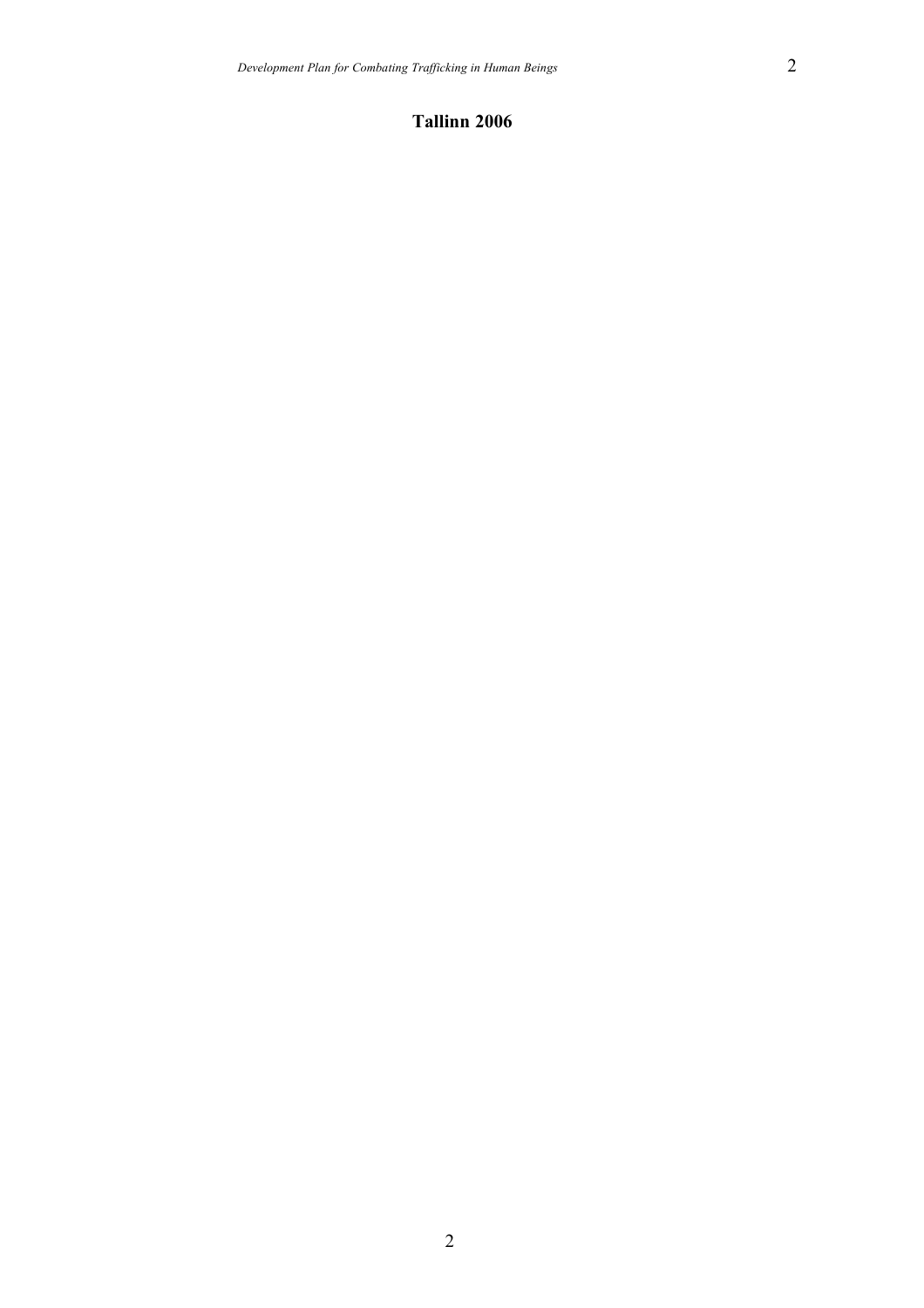**Tallinn 2006**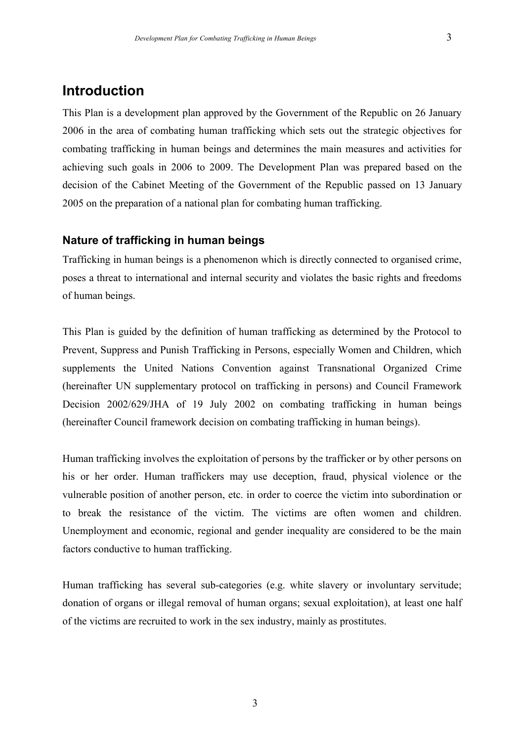# Introduction

This Plan is a development plan approved by the Government of the Republic on 26 January 2006 in the area of combating human trafficking which sets out the strategic objectives for combating trafficking in human beings and determines the main measures and activities for achieving such goals in 2006 to 2009. The Development Plan was prepared based on the decision of the Cabinet Meeting of the Government of the Republic passed on 13 January 2005 on the preparation of a national plan for combating human trafficking.

## Nature of trafficking in human beings

Trafficking in human beings is a phenomenon which is directly connected to organised crime, poses a threat to international and internal security and violates the basic rights and freedoms of human beings.

This Plan is guided by the definition of human trafficking as determined by the Protocol to Prevent, Suppress and Punish Trafficking in Persons, especially Women and Children, which supplements the United Nations Convention against Transnational Organized Crime (hereinafter UN supplementary protocol on trafficking in persons) and Council Framework Decision 2002/629/JHA of 19 July 2002 on combating trafficking in human beings (hereinafter Council framework decision on combating trafficking in human beings).

Human trafficking involves the exploitation of persons by the trafficker or by other persons on his or her order. Human traffickers may use deception, fraud, physical violence or the vulnerable position of another person, etc. in order to coerce the victim into subordination or to break the resistance of the victim. The victims are often women and children. Unemployment and economic, regional and gender inequality are considered to be the main factors conductive to human trafficking.

Human trafficking has several sub-categories (e.g. white slavery or involuntary servitude; donation of organs or illegal removal of human organs; sexual exploitation), at least one half of the victims are recruited to work in the sex industry, mainly as prostitutes.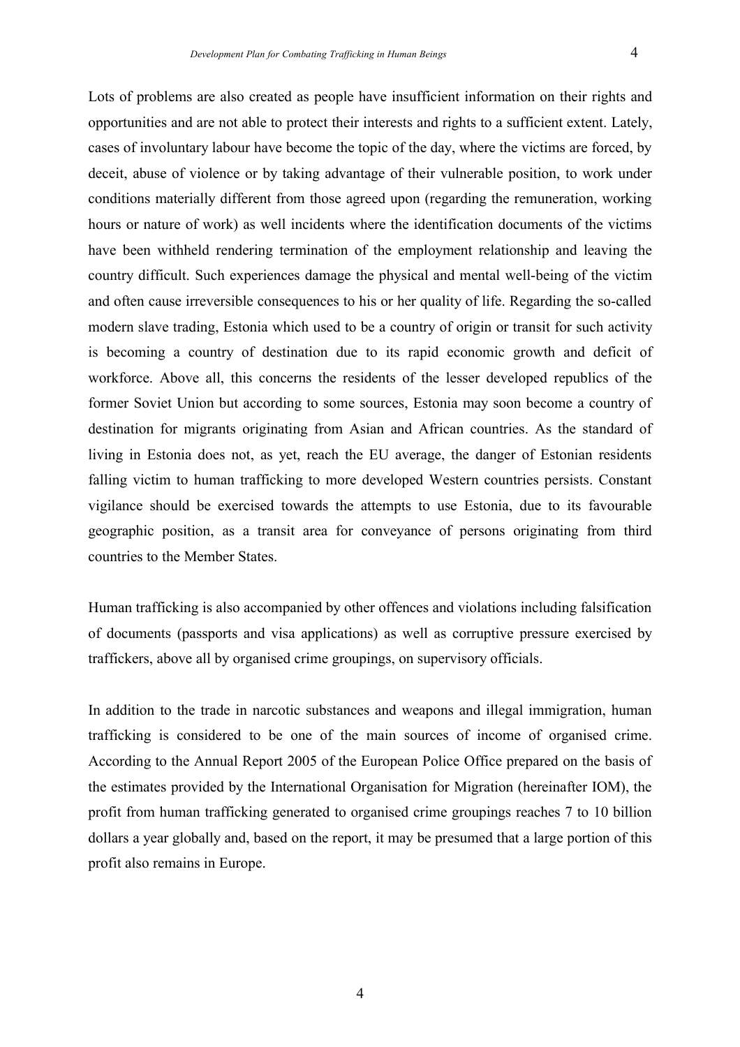Lots of problems are also created as people have insufficient information on their rights and opportunities and are not able to protect their interests and rights to a sufficient extent. Lately, cases of involuntary labour have become the topic of the day, where the victims are forced, by deceit, abuse of violence or by taking advantage of their vulnerable position, to work under conditions materially different from those agreed upon (regarding the remuneration, working hours or nature of work) as well incidents where the identification documents of the victims have been withheld rendering termination of the employment relationship and leaving the country difficult. Such experiences damage the physical and mental well-being of the victim and often cause irreversible consequences to his or her quality of life. Regarding the so-called modern slave trading, Estonia which used to be a country of origin or transit for such activity is becoming a country of destination due to its rapid economic growth and deficit of workforce. Above all, this concerns the residents of the lesser developed republics of the former Soviet Union but according to some sources, Estonia may soon become a country of destination for migrants originating from Asian and African countries. As the standard of living in Estonia does not, as yet, reach the EU average, the danger of Estonian residents falling victim to human trafficking to more developed Western countries persists. Constant vigilance should be exercised towards the attempts to use Estonia, due to its favourable geographic position, as a transit area for conveyance of persons originating from third countries to the Member States.

Human trafficking is also accompanied by other offences and violations including falsification of documents (passports and visa applications) as well as corruptive pressure exercised by traffickers, above all by organised crime groupings, on supervisory officials.

In addition to the trade in narcotic substances and weapons and illegal immigration, human trafficking is considered to be one of the main sources of income of organised crime. According to the Annual Report 2005 of the European Police Office prepared on the basis of the estimates provided by the International Organisation for Migration (hereinafter IOM), the profit from human trafficking generated to organised crime groupings reaches 7 to 10 billion dollars a year globally and, based on the report, it may be presumed that a large portion of this profit also remains in Europe.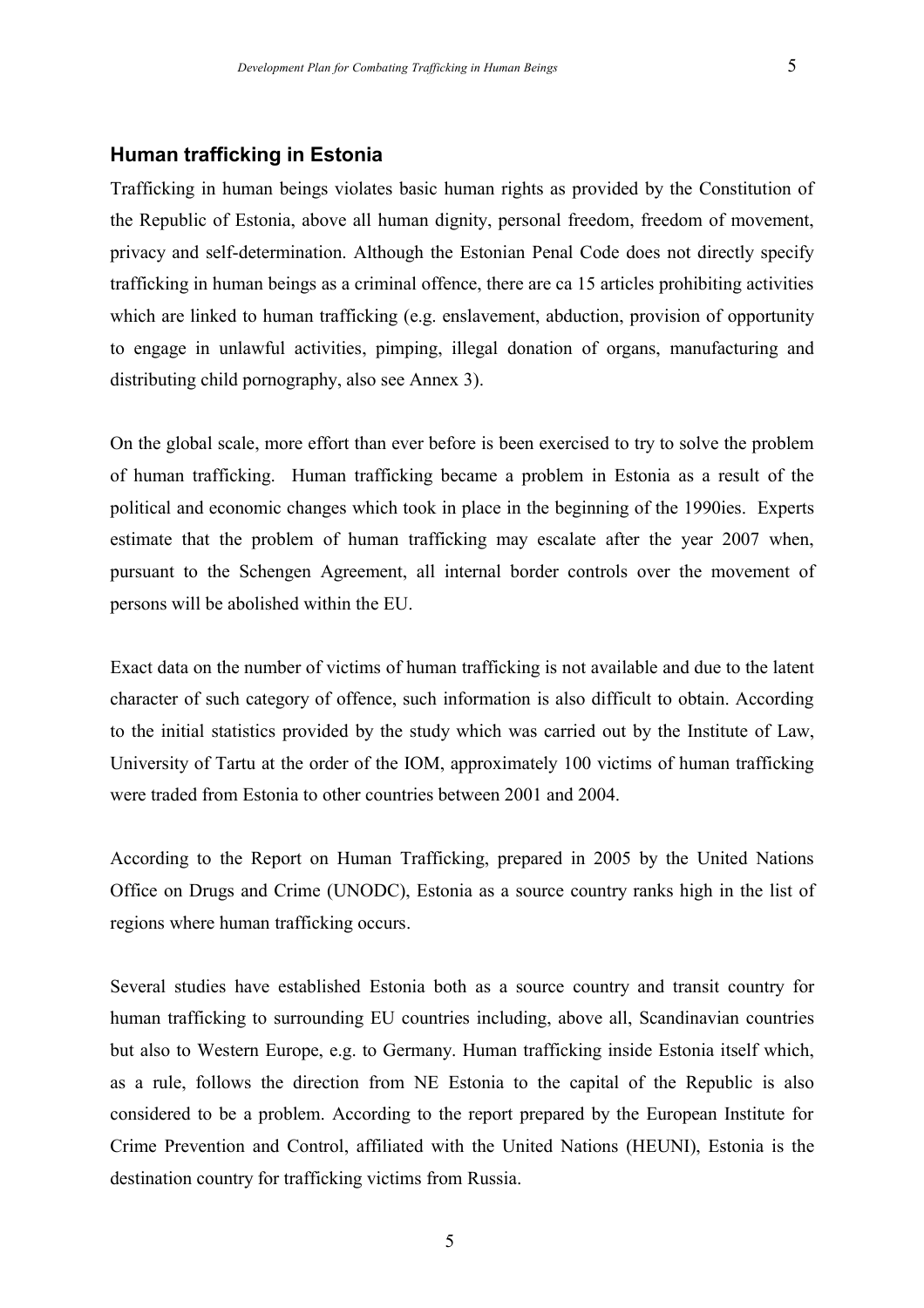## Human trafficking in Estonia

Trafficking in human beings violates basic human rights as provided by the Constitution of the Republic of Estonia, above all human dignity, personal freedom, freedom of movement, privacy and self-determination. Although the Estonian Penal Code does not directly specify trafficking in human beings as a criminal offence, there are ca 15 articles prohibiting activities which are linked to human trafficking (e.g. enslavement, abduction, provision of opportunity to engage in unlawful activities, pimping, illegal donation of organs, manufacturing and distributing child pornography, also see Annex 3).

On the global scale, more effort than ever before is been exercised to try to solve the problem of human trafficking. Human trafficking became a problem in Estonia as a result of the political and economic changes which took in place in the beginning of the 1990ies. Experts estimate that the problem of human trafficking may escalate after the year 2007 when, pursuant to the Schengen Agreement, all internal border controls over the movement of persons will be abolished within the EU.

Exact data on the number of victims of human trafficking is not available and due to the latent character of such category of offence, such information is also difficult to obtain. According to the initial statistics provided by the study which was carried out by the Institute of Law, University of Tartu at the order of the IOM, approximately 100 victims of human trafficking were traded from Estonia to other countries between 2001 and 2004.

According to the Report on Human Trafficking, prepared in 2005 by the United Nations Office on Drugs and Crime (UNODC), Estonia as a source country ranks high in the list of regions where human trafficking occurs.

Several studies have established Estonia both as a source country and transit country for human trafficking to surrounding EU countries including, above all, Scandinavian countries but also to Western Europe, e.g. to Germany. Human trafficking inside Estonia itself which, as a rule, follows the direction from NE Estonia to the capital of the Republic is also considered to be a problem. According to the report prepared by the European Institute for Crime Prevention and Control, affiliated with the United Nations (HEUNI), Estonia is the destination country for trafficking victims from Russia.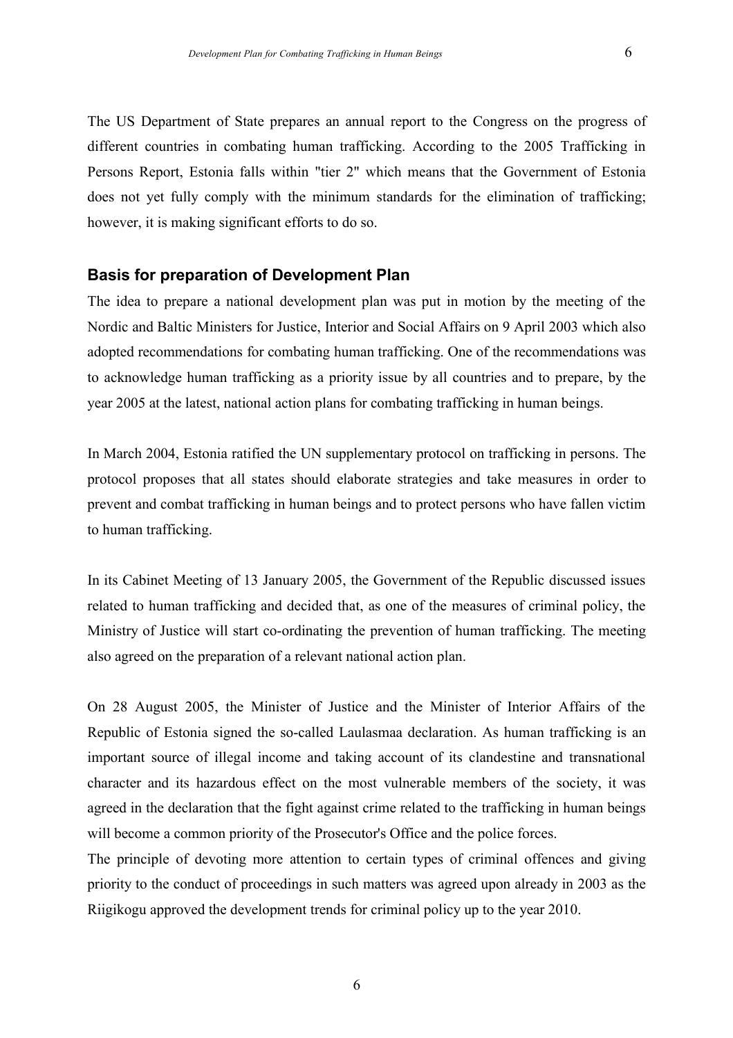The US Department of State prepares an annual report to the Congress on the progress of different countries in combating human trafficking. According to the 2005 Trafficking in Persons Report, Estonia falls within "tier 2" which means that the Government of Estonia does not yet fully comply with the minimum standards for the elimination of trafficking; however, it is making significant efforts to do so.

## Basis for preparation of Development Plan

The idea to prepare a national development plan was put in motion by the meeting of the Nordic and Baltic Ministers for Justice, Interior and Social Affairs on 9 April 2003 which also adopted recommendations for combating human trafficking. One of the recommendations was to acknowledge human trafficking as a priority issue by all countries and to prepare, by the year 2005 at the latest, national action plans for combating trafficking in human beings.

In March 2004, Estonia ratified the UN supplementary protocol on trafficking in persons. The protocol proposes that all states should elaborate strategies and take measures in order to prevent and combat trafficking in human beings and to protect persons who have fallen victim to human trafficking.

In its Cabinet Meeting of 13 January 2005, the Government of the Republic discussed issues related to human trafficking and decided that, as one of the measures of criminal policy, the Ministry of Justice will start co-ordinating the prevention of human trafficking. The meeting also agreed on the preparation of a relevant national action plan.

On 28 August 2005, the Minister of Justice and the Minister of Interior Affairs of the Republic of Estonia signed the so-called Laulasmaa declaration. As human trafficking is an important source of illegal income and taking account of its clandestine and transnational character and its hazardous effect on the most vulnerable members of the society, it was agreed in the declaration that the fight against crime related to the trafficking in human beings will become a common priority of the Prosecutor's Office and the police forces.

The principle of devoting more attention to certain types of criminal offences and giving priority to the conduct of proceedings in such matters was agreed upon already in 2003 as the Riigikogu approved the development trends for criminal policy up to the year 2010.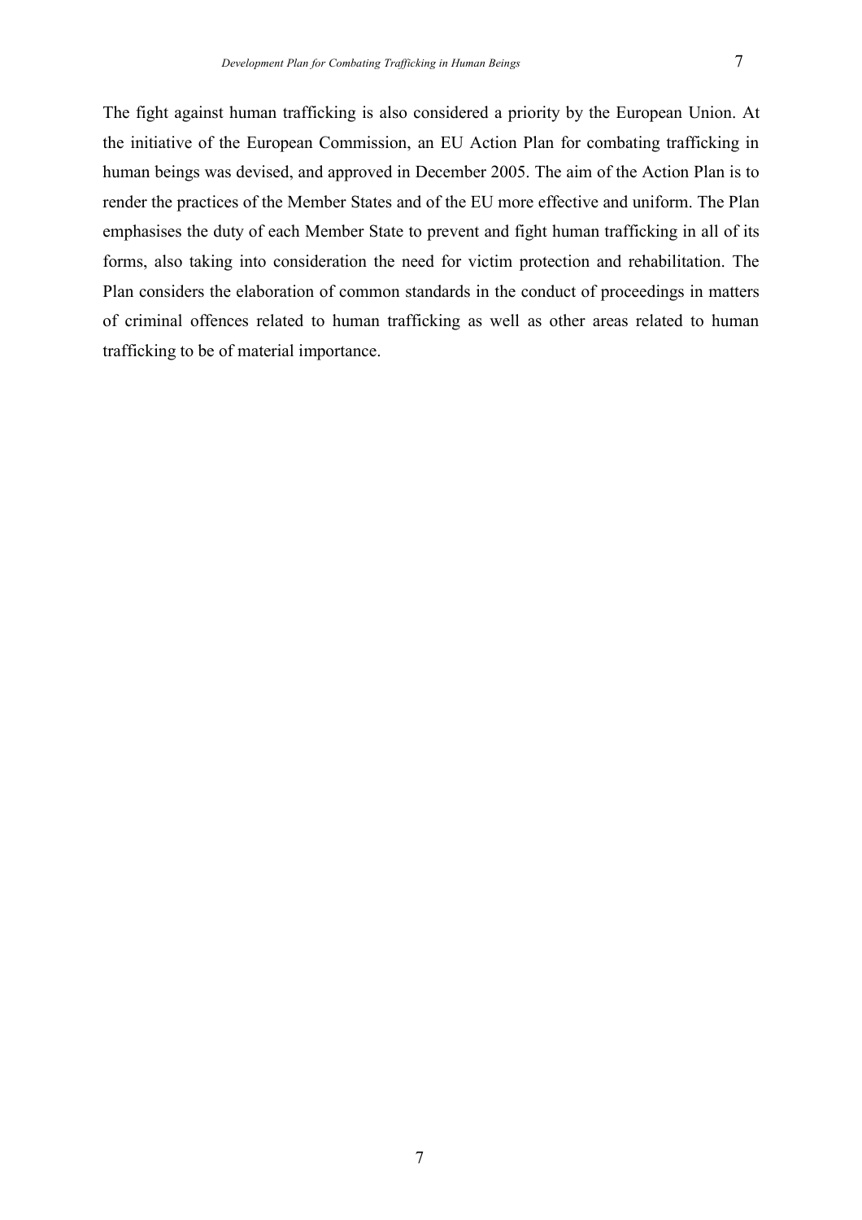The fight against human trafficking is also considered a priority by the European Union. At the initiative of the European Commission, an EU Action Plan for combating trafficking in human beings was devised, and approved in December 2005. The aim of the Action Plan is to render the practices of the Member States and of the EU more effective and uniform. The Plan emphasises the duty of each Member State to prevent and fight human trafficking in all of its forms, also taking into consideration the need for victim protection and rehabilitation. The Plan considers the elaboration of common standards in the conduct of proceedings in matters of criminal offences related to human trafficking as well as other areas related to human trafficking to be of material importance.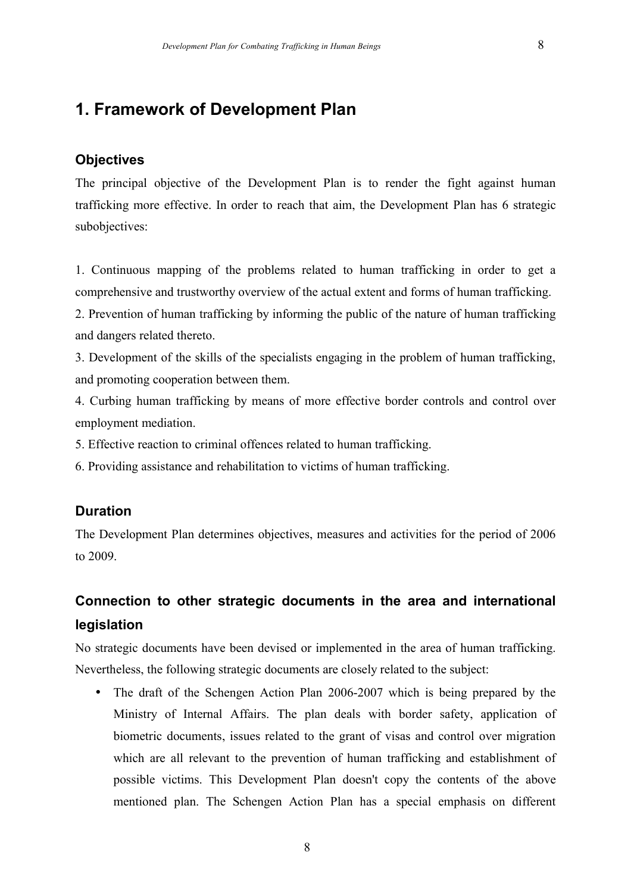# 1. Framework of Development Plan

## Objectives

The principal objective of the Development Plan is to render the fight against human trafficking more effective. In order to reach that aim, the Development Plan has 6 strategic subobjectives:

1. Continuous mapping of the problems related to human trafficking in order to get a comprehensive and trustworthy overview of the actual extent and forms of human trafficking.
2. Prevention of human trafficking by informing the public of the nature of human trafficking and dangers related thereto.
3. Development of the skills of the specialists engaging in the problem of human trafficking, and promoting cooperation between them.
4. Curbing human trafficking by means of more effective border controls and control over employment mediation.
5. Effective reaction to criminal offences related to human trafficking.
6. Providing assistance and rehabilitation to victims of human trafficking.

## Duration

The Development Plan determines objectives, measures and activities for the period of 2006 to 2009.

## Connection to other strategic documents in the area and international legislation

No strategic documents have been devised or implemented in the area of human trafficking. Nevertheless, the following strategic documents are closely related to the subject:

- The draft of the Schengen Action Plan 2006-2007 which is being prepared by the Ministry of Internal Affairs. The plan deals with border safety, application of biometric documents, issues related to the grant of visas and control over migration which are all relevant to the prevention of human trafficking and establishment of possible victims. This Development Plan doesn't copy the contents of the above mentioned plan. The Schengen Action Plan has a special emphasis on different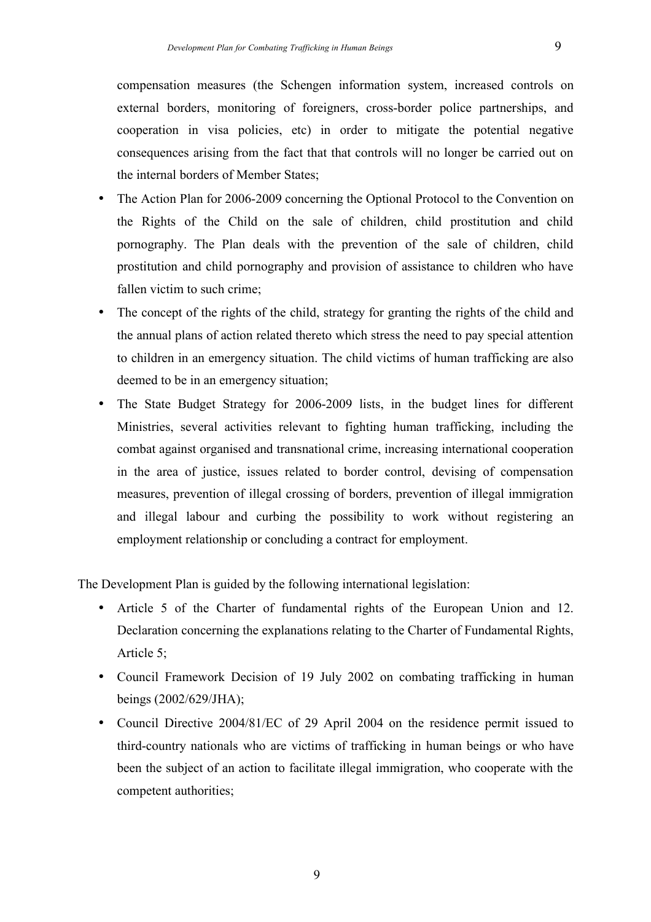compensation measures (the Schengen information system, increased controls on external borders, monitoring of foreigners, cross-border police partnerships, and cooperation in visa policies, etc) in order to mitigate the potential negative consequences arising from the fact that that controls will no longer be carried out on the internal borders of Member States;

- The Action Plan for 2006-2009 concerning the Optional Protocol to the Convention on the Rights of the Child on the sale of children, child prostitution and child pornography. The Plan deals with the prevention of the sale of children, child prostitution and child pornography and provision of assistance to children who have fallen victim to such crime;
- The concept of the rights of the child, strategy for granting the rights of the child and the annual plans of action related thereto which stress the need to pay special attention to children in an emergency situation. The child victims of human trafficking are also deemed to be in an emergency situation;
- The State Budget Strategy for 2006-2009 lists, in the budget lines for different Ministries, several activities relevant to fighting human trafficking, including the combat against organised and transnational crime, increasing international cooperation in the area of justice, issues related to border control, devising of compensation measures, prevention of illegal crossing of borders, prevention of illegal immigration and illegal labour and curbing the possibility to work without registering an employment relationship or concluding a contract for employment.

The Development Plan is guided by the following international legislation:

- Article 5 of the Charter of fundamental rights of the European Union and 12. Declaration concerning the explanations relating to the Charter of Fundamental Rights, Article 5;
- Council Framework Decision of 19 July 2002 on combating trafficking in human beings (2002/629/JHA);
- Council Directive 2004/81/EC of 29 April 2004 on the residence permit issued to third-country nationals who are victims of trafficking in human beings or who have been the subject of an action to facilitate illegal immigration, who cooperate with the competent authorities;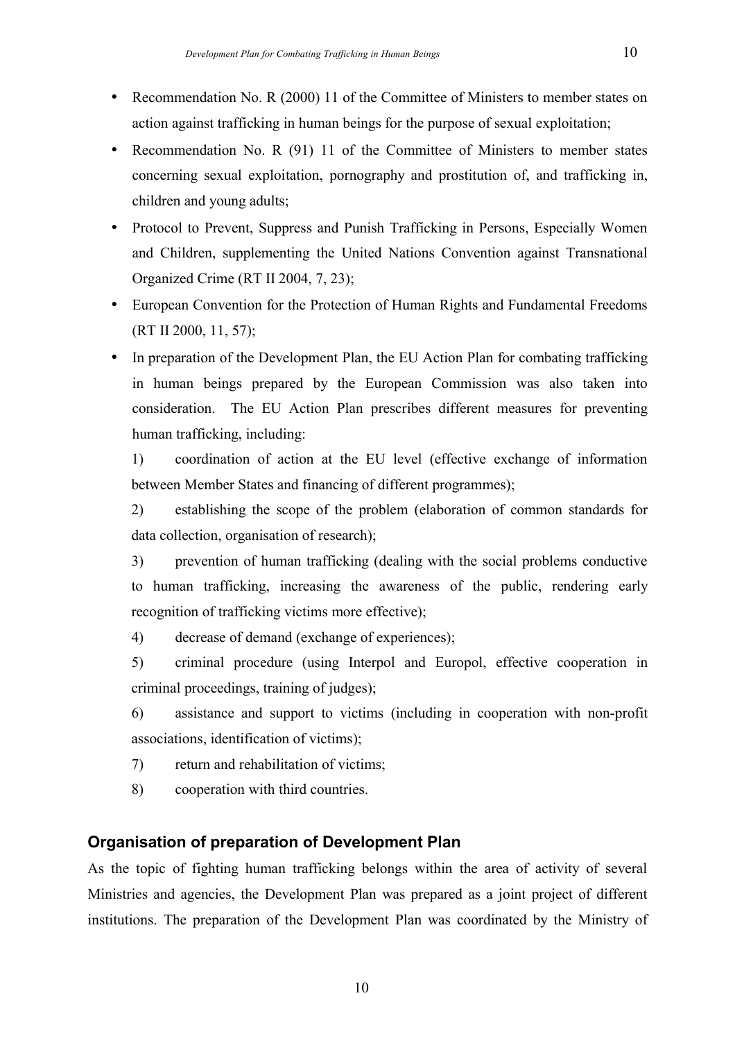- Recommendation No. R (2000) 11 of the Committee of Ministers to member states on action against trafficking in human beings for the purpose of sexual exploitation;
- Recommendation No. R (91) 11 of the Committee of Ministers to member states concerning sexual exploitation, pornography and prostitution of, and trafficking in, children and young adults;
- Protocol to Prevent, Suppress and Punish Trafficking in Persons, Especially Women and Children, supplementing the United Nations Convention against Transnational Organized Crime (RT II 2004, 7, 23);
- European Convention for the Protection of Human Rights and Fundamental Freedoms (RT II 2000, 11, 57);
- In preparation of the Development Plan, the EU Action Plan for combating trafficking in human beings prepared by the European Commission was also taken into consideration. The EU Action Plan prescribes different measures for preventing human trafficking, including:

  1) coordination of action at the EU level (effective exchange of information between Member States and financing of different programmes);

  2) establishing the scope of the problem (elaboration of common standards for data collection, organisation of research);

  3) prevention of human trafficking (dealing with the social problems conductive to human trafficking, increasing the awareness of the public, rendering early recognition of trafficking victims more effective);

  4) decrease of demand (exchange of experiences);

  5) criminal procedure (using Interpol and Europol, effective cooperation in criminal proceedings, training of judges);

  6) assistance and support to victims (including in cooperation with non-profit associations, identification of victims);

  7) return and rehabilitation of victims;

  8) cooperation with third countries.

## Organisation of preparation of Development Plan

As the topic of fighting human trafficking belongs within the area of activity of several Ministries and agencies, the Development Plan was prepared as a joint project of different institutions. The preparation of the Development Plan was coordinated by the Ministry of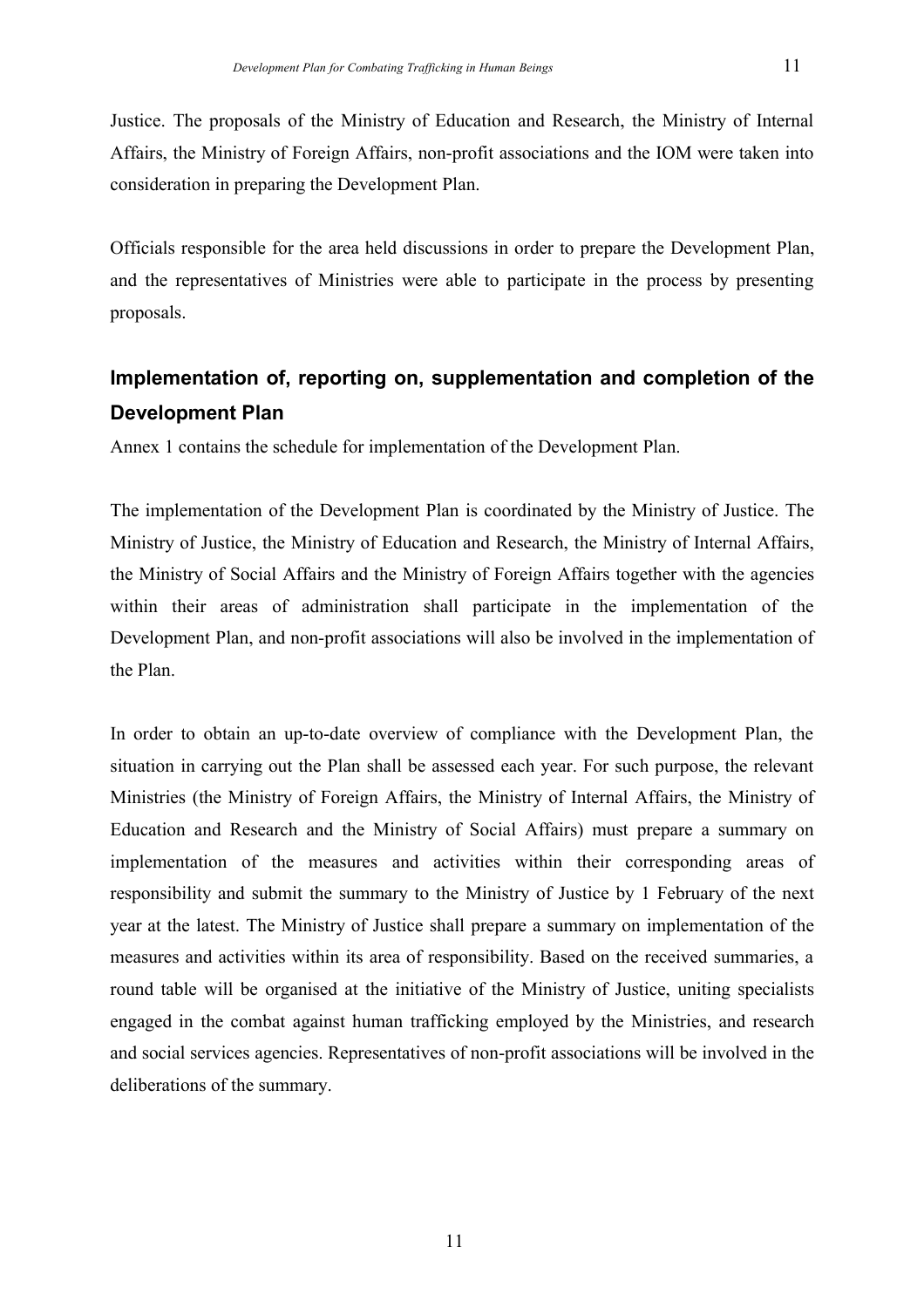Justice. The proposals of the Ministry of Education and Research, the Ministry of Internal Affairs, the Ministry of Foreign Affairs, non-profit associations and the IOM were taken into consideration in preparing the Development Plan.

Officials responsible for the area held discussions in order to prepare the Development Plan, and the representatives of Ministries were able to participate in the process by presenting proposals.

## Implementation of, reporting on, supplementation and completion of the Development Plan

Annex 1 contains the schedule for implementation of the Development Plan.

The implementation of the Development Plan is coordinated by the Ministry of Justice. The Ministry of Justice, the Ministry of Education and Research, the Ministry of Internal Affairs, the Ministry of Social Affairs and the Ministry of Foreign Affairs together with the agencies within their areas of administration shall participate in the implementation of the Development Plan, and non-profit associations will also be involved in the implementation of the Plan.

In order to obtain an up-to-date overview of compliance with the Development Plan, the situation in carrying out the Plan shall be assessed each year. For such purpose, the relevant Ministries (the Ministry of Foreign Affairs, the Ministry of Internal Affairs, the Ministry of Education and Research and the Ministry of Social Affairs) must prepare a summary on implementation of the measures and activities within their corresponding areas of responsibility and submit the summary to the Ministry of Justice by 1 February of the next year at the latest. The Ministry of Justice shall prepare a summary on implementation of the measures and activities within its area of responsibility. Based on the received summaries, a round table will be organised at the initiative of the Ministry of Justice, uniting specialists engaged in the combat against human trafficking employed by the Ministries, and research and social services agencies. Representatives of non-profit associations will be involved in the deliberations of the summary.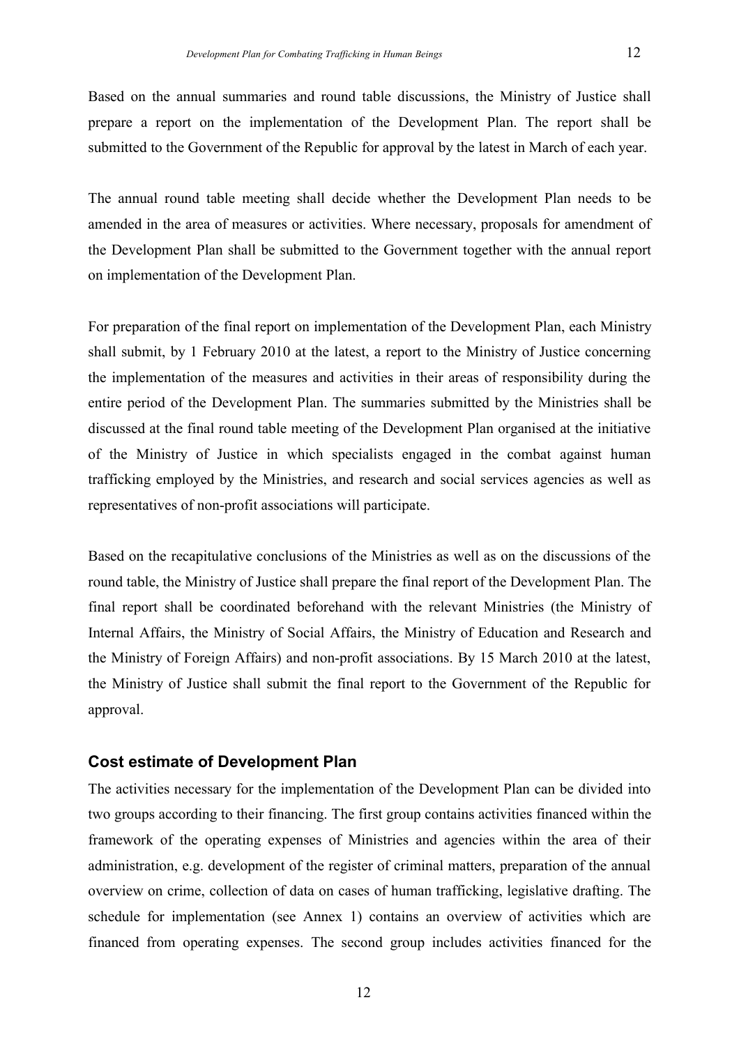Based on the annual summaries and round table discussions, the Ministry of Justice shall prepare a report on the implementation of the Development Plan. The report shall be submitted to the Government of the Republic for approval by the latest in March of each year.

The annual round table meeting shall decide whether the Development Plan needs to be amended in the area of measures or activities. Where necessary, proposals for amendment of the Development Plan shall be submitted to the Government together with the annual report on implementation of the Development Plan.

For preparation of the final report on implementation of the Development Plan, each Ministry shall submit, by 1 February 2010 at the latest, a report to the Ministry of Justice concerning the implementation of the measures and activities in their areas of responsibility during the entire period of the Development Plan. The summaries submitted by the Ministries shall be discussed at the final round table meeting of the Development Plan organised at the initiative of the Ministry of Justice in which specialists engaged in the combat against human trafficking employed by the Ministries, and research and social services agencies as well as representatives of non-profit associations will participate.

Based on the recapitulative conclusions of the Ministries as well as on the discussions of the round table, the Ministry of Justice shall prepare the final report of the Development Plan. The final report shall be coordinated beforehand with the relevant Ministries (the Ministry of Internal Affairs, the Ministry of Social Affairs, the Ministry of Education and Research and the Ministry of Foreign Affairs) and non-profit associations. By 15 March 2010 at the latest, the Ministry of Justice shall submit the final report to the Government of the Republic for approval.

## Cost estimate of Development Plan

The activities necessary for the implementation of the Development Plan can be divided into two groups according to their financing. The first group contains activities financed within the framework of the operating expenses of Ministries and agencies within the area of their administration, e.g. development of the register of criminal matters, preparation of the annual overview on crime, collection of data on cases of human trafficking, legislative drafting. The schedule for implementation (see Annex 1) contains an overview of activities which are financed from operating expenses. The second group includes activities financed for the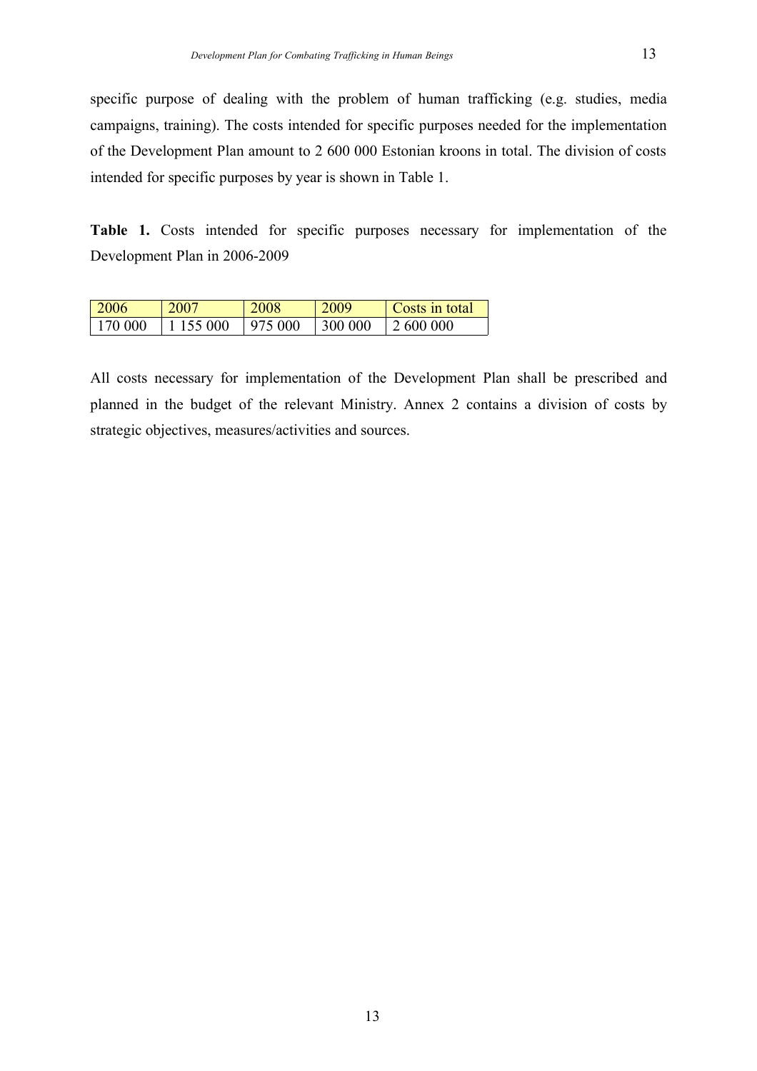specific purpose of dealing with the problem of human trafficking (e.g. studies, media campaigns, training). The costs intended for specific purposes needed for the implementation of the Development Plan amount to 2 600 000 Estonian kroons in total. The division of costs intended for specific purposes by year is shown in Table 1.

**Table 1.** Costs intended for specific purposes necessary for implementation of the Development Plan in 2006-2009

| 2006 | 2007 | 2008 | 2009 | Costs in total |
|---|---|---|---|---|
| 170 000 | 1 155 000 | 975 000 | 300 000 | 2 600 000 |

All costs necessary for implementation of the Development Plan shall be prescribed and planned in the budget of the relevant Ministry. Annex 2 contains a division of costs by strategic objectives, measures/activities and sources.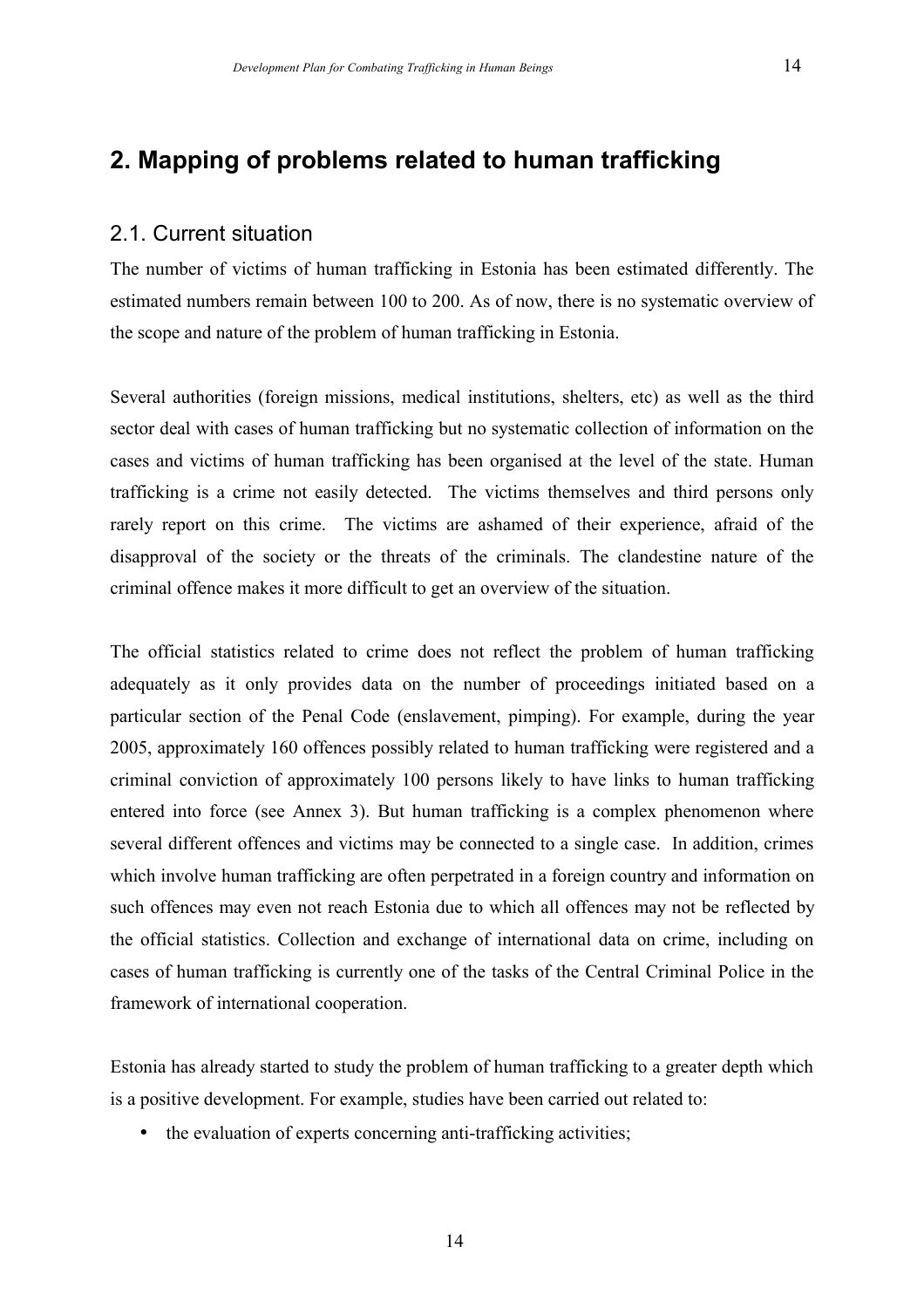# 2. Mapping of problems related to human trafficking

## 2.1. Current situation

The number of victims of human trafficking in Estonia has been estimated differently. The estimated numbers remain between 100 to 200. As of now, there is no systematic overview of the scope and nature of the problem of human trafficking in Estonia.

Several authorities (foreign missions, medical institutions, shelters, etc) as well as the third sector deal with cases of human trafficking but no systematic collection of information on the cases and victims of human trafficking has been organised at the level of the state. Human trafficking is a crime not easily detected. The victims themselves and third persons only rarely report on this crime. The victims are ashamed of their experience, afraid of the disapproval of the society or the threats of the criminals. The clandestine nature of the criminal offence makes it more difficult to get an overview of the situation.

The official statistics related to crime does not reflect the problem of human trafficking adequately as it only provides data on the number of proceedings initiated based on a particular section of the Penal Code (enslavement, pimping). For example, during the year 2005, approximately 160 offences possibly related to human trafficking were registered and a criminal conviction of approximately 100 persons likely to have links to human trafficking entered into force (see Annex 3). But human trafficking is a complex phenomenon where several different offences and victims may be connected to a single case. In addition, crimes which involve human trafficking are often perpetrated in a foreign country and information on such offences may even not reach Estonia due to which all offences may not be reflected by the official statistics. Collection and exchange of international data on crime, including on cases of human trafficking is currently one of the tasks of the Central Criminal Police in the framework of international cooperation.

Estonia has already started to study the problem of human trafficking to a greater depth which is a positive development. For example, studies have been carried out related to:

- the evaluation of experts concerning anti-trafficking activities;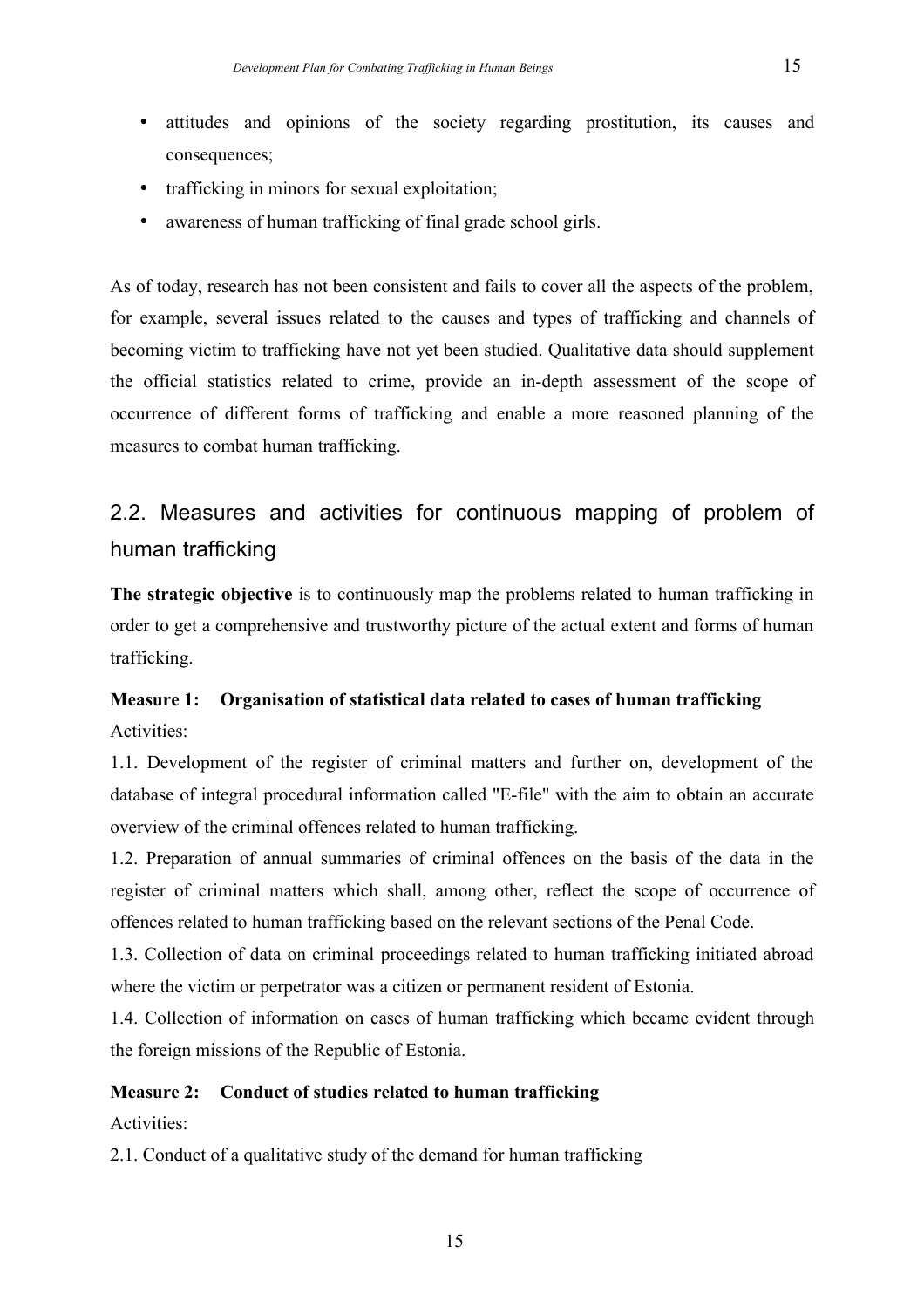- attitudes and opinions of the society regarding prostitution, its causes and consequences;
- trafficking in minors for sexual exploitation;
- awareness of human trafficking of final grade school girls.

As of today, research has not been consistent and fails to cover all the aspects of the problem, for example, several issues related to the causes and types of trafficking and channels of becoming victim to trafficking have not yet been studied. Qualitative data should supplement the official statistics related to crime, provide an in-depth assessment of the scope of occurrence of different forms of trafficking and enable a more reasoned planning of the measures to combat human trafficking.

## 2.2. Measures and activities for continuous mapping of problem of human trafficking

**The strategic objective** is to continuously map the problems related to human trafficking in order to get a comprehensive and trustworthy picture of the actual extent and forms of human trafficking.

**Measure 1: Organisation of statistical data related to cases of human trafficking**

Activities:

1.1. Development of the register of criminal matters and further on, development of the database of integral procedural information called "E-file" with the aim to obtain an accurate overview of the criminal offences related to human trafficking.

1.2. Preparation of annual summaries of criminal offences on the basis of the data in the register of criminal matters which shall, among other, reflect the scope of occurrence of offences related to human trafficking based on the relevant sections of the Penal Code.

1.3. Collection of data on criminal proceedings related to human trafficking initiated abroad where the victim or perpetrator was a citizen or permanent resident of Estonia.

1.4. Collection of information on cases of human trafficking which became evident through the foreign missions of the Republic of Estonia.

**Measure 2: Conduct of studies related to human trafficking**

Activities:

2.1. Conduct of a qualitative study of the demand for human trafficking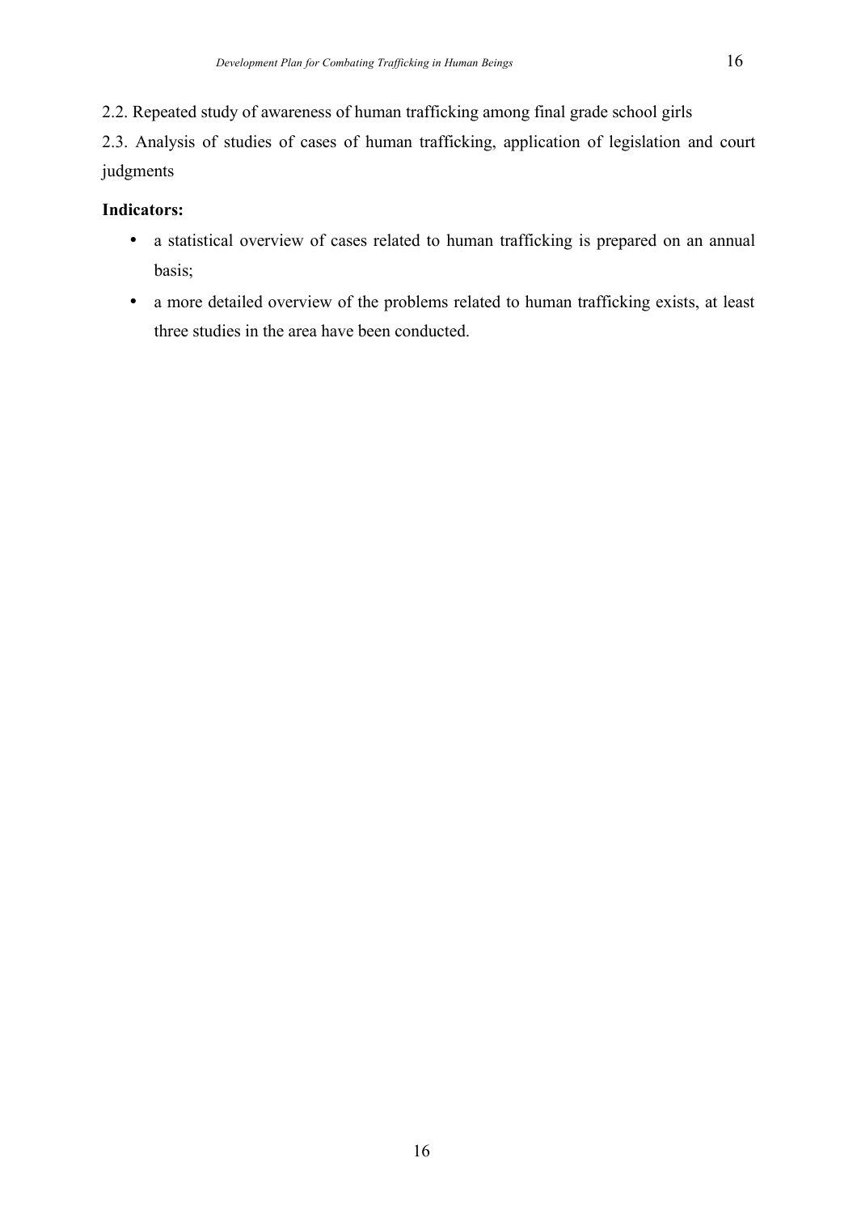2.2. Repeated study of awareness of human trafficking among final grade school girls

2.3. Analysis of studies of cases of human trafficking, application of legislation and court judgments

**Indicators:**

- a statistical overview of cases related to human trafficking is prepared on an annual basis;
- a more detailed overview of the problems related to human trafficking exists, at least three studies in the area have been conducted.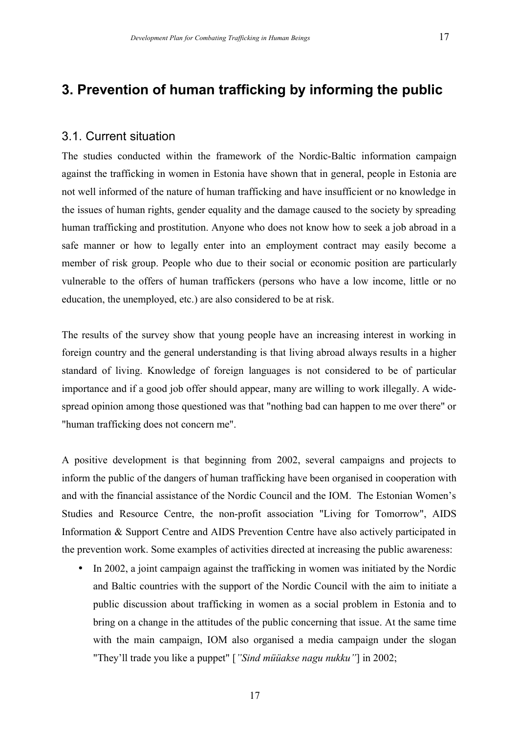# 3. Prevention of human trafficking by informing the public

## 3.1. Current situation

The studies conducted within the framework of the Nordic-Baltic information campaign against the trafficking in women in Estonia have shown that in general, people in Estonia are not well informed of the nature of human trafficking and have insufficient or no knowledge in the issues of human rights, gender equality and the damage caused to the society by spreading human trafficking and prostitution. Anyone who does not know how to seek a job abroad in a safe manner or how to legally enter into an employment contract may easily become a member of risk group. People who due to their social or economic position are particularly vulnerable to the offers of human traffickers (persons who have a low income, little or no education, the unemployed, etc.) are also considered to be at risk.

The results of the survey show that young people have an increasing interest in working in foreign country and the general understanding is that living abroad always results in a higher standard of living. Knowledge of foreign languages is not considered to be of particular importance and if a good job offer should appear, many are willing to work illegally. A wide-spread opinion among those questioned was that "nothing bad can happen to me over there" or "human trafficking does not concern me".

A positive development is that beginning from 2002, several campaigns and projects to inform the public of the dangers of human trafficking have been organised in cooperation with and with the financial assistance of the Nordic Council and the IOM. The Estonian Women's Studies and Resource Centre, the non-profit association "Living for Tomorrow", AIDS Information & Support Centre and AIDS Prevention Centre have also actively participated in the prevention work. Some examples of activities directed at increasing the public awareness:

- In 2002, a joint campaign against the trafficking in women was initiated by the Nordic and Baltic countries with the support of the Nordic Council with the aim to initiate a public discussion about trafficking in women as a social problem in Estonia and to bring on a change in the attitudes of the public concerning that issue. At the same time with the main campaign, IOM also organised a media campaign under the slogan "They'll trade you like a puppet" [*"Sind müüakse nagu nukku"*] in 2002;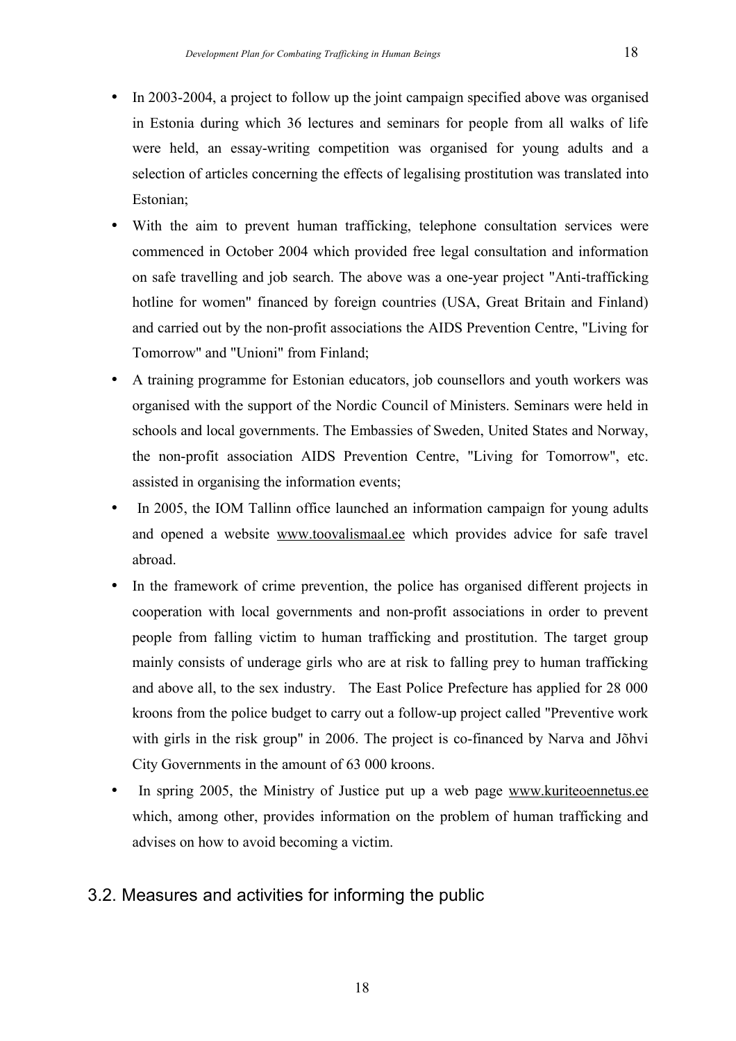- In 2003-2004, a project to follow up the joint campaign specified above was organised in Estonia during which 36 lectures and seminars for people from all walks of life were held, an essay-writing competition was organised for young adults and a selection of articles concerning the effects of legalising prostitution was translated into Estonian;
- With the aim to prevent human trafficking, telephone consultation services were commenced in October 2004 which provided free legal consultation and information on safe travelling and job search. The above was a one-year project "Anti-trafficking hotline for women" financed by foreign countries (USA, Great Britain and Finland) and carried out by the non-profit associations the AIDS Prevention Centre, "Living for Tomorrow" and "Unioni" from Finland;
- A training programme for Estonian educators, job counsellors and youth workers was organised with the support of the Nordic Council of Ministers. Seminars were held in schools and local governments. The Embassies of Sweden, United States and Norway, the non-profit association AIDS Prevention Centre, "Living for Tomorrow", etc. assisted in organising the information events;
- In 2005, the IOM Tallinn office launched an information campaign for young adults and opened a website www.toovalismaal.ee which provides advice for safe travel abroad.
- In the framework of crime prevention, the police has organised different projects in cooperation with local governments and non-profit associations in order to prevent people from falling victim to human trafficking and prostitution. The target group mainly consists of underage girls who are at risk to falling prey to human trafficking and above all, to the sex industry. The East Police Prefecture has applied for 28 000 kroons from the police budget to carry out a follow-up project called "Preventive work with girls in the risk group" in 2006. The project is co-financed by Narva and Jõhvi City Governments in the amount of 63 000 kroons.
- In spring 2005, the Ministry of Justice put up a web page www.kuriteoennetus.ee which, among other, provides information on the problem of human trafficking and advises on how to avoid becoming a victim.

## 3.2. Measures and activities for informing the public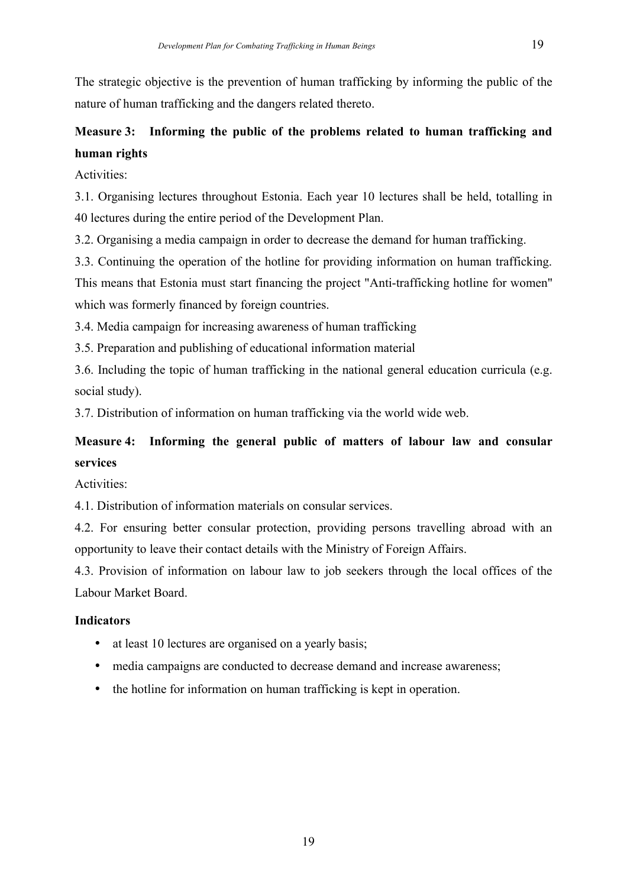The strategic objective is the prevention of human trafficking by informing the public of the nature of human trafficking and the dangers related thereto.

**Measure 3: Informing the public of the problems related to human trafficking and human rights**

Activities:

3.1. Organising lectures throughout Estonia. Each year 10 lectures shall be held, totalling in 40 lectures during the entire period of the Development Plan.

3.2. Organising a media campaign in order to decrease the demand for human trafficking.

3.3. Continuing the operation of the hotline for providing information on human trafficking. This means that Estonia must start financing the project "Anti-trafficking hotline for women" which was formerly financed by foreign countries.

3.4. Media campaign for increasing awareness of human trafficking

3.5. Preparation and publishing of educational information material

3.6. Including the topic of human trafficking in the national general education curricula (e.g. social study).

3.7. Distribution of information on human trafficking via the world wide web.

**Measure 4: Informing the general public of matters of labour law and consular services**

Activities:

4.1. Distribution of information materials on consular services.

4.2. For ensuring better consular protection, providing persons travelling abroad with an opportunity to leave their contact details with the Ministry of Foreign Affairs.

4.3. Provision of information on labour law to job seekers through the local offices of the Labour Market Board.

**Indicators**

- at least 10 lectures are organised on a yearly basis;
- media campaigns are conducted to decrease demand and increase awareness;
- the hotline for information on human trafficking is kept in operation.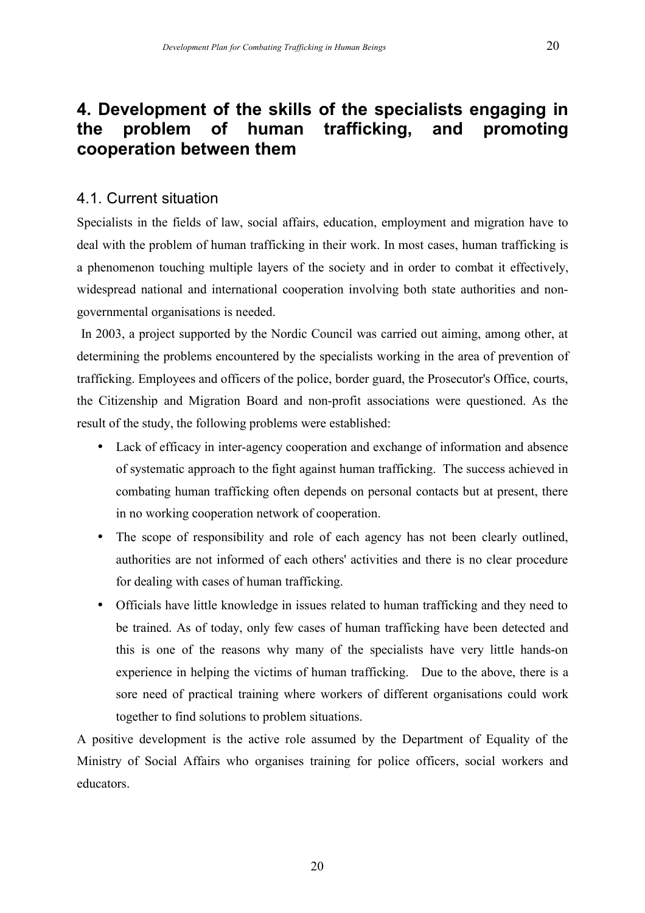# 4. Development of the skills of the specialists engaging in the problem of human trafficking, and promoting cooperation between them

## 4.1. Current situation

Specialists in the fields of law, social affairs, education, employment and migration have to deal with the problem of human trafficking in their work. In most cases, human trafficking is a phenomenon touching multiple layers of the society and in order to combat it effectively, widespread national and international cooperation involving both state authorities and non-governmental organisations is needed.

In 2003, a project supported by the Nordic Council was carried out aiming, among other, at determining the problems encountered by the specialists working in the area of prevention of trafficking. Employees and officers of the police, border guard, the Prosecutor's Office, courts, the Citizenship and Migration Board and non-profit associations were questioned. As the result of the study, the following problems were established:

- Lack of efficacy in inter-agency cooperation and exchange of information and absence of systematic approach to the fight against human trafficking. The success achieved in combating human trafficking often depends on personal contacts but at present, there in no working cooperation network of cooperation.
- The scope of responsibility and role of each agency has not been clearly outlined, authorities are not informed of each others' activities and there is no clear procedure for dealing with cases of human trafficking.
- Officials have little knowledge in issues related to human trafficking and they need to be trained. As of today, only few cases of human trafficking have been detected and this is one of the reasons why many of the specialists have very little hands-on experience in helping the victims of human trafficking. Due to the above, there is a sore need of practical training where workers of different organisations could work together to find solutions to problem situations.

A positive development is the active role assumed by the Department of Equality of the Ministry of Social Affairs who organises training for police officers, social workers and educators.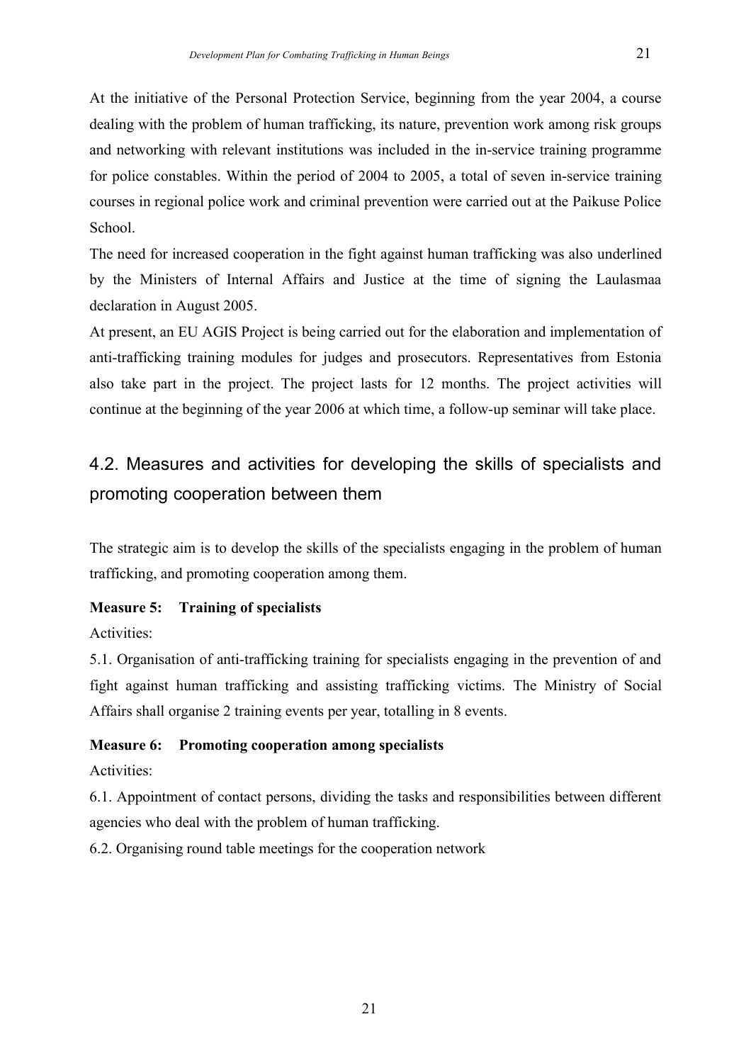At the initiative of the Personal Protection Service, beginning from the year 2004, a course dealing with the problem of human trafficking, its nature, prevention work among risk groups and networking with relevant institutions was included in the in-service training programme for police constables. Within the period of 2004 to 2005, a total of seven in-service training courses in regional police work and criminal prevention were carried out at the Paikuse Police School.

The need for increased cooperation in the fight against human trafficking was also underlined by the Ministers of Internal Affairs and Justice at the time of signing the Laulasmaa declaration in August 2005.

At present, an EU AGIS Project is being carried out for the elaboration and implementation of anti-trafficking training modules for judges and prosecutors. Representatives from Estonia also take part in the project. The project lasts for 12 months. The project activities will continue at the beginning of the year 2006 at which time, a follow-up seminar will take place.

## 4.2. Measures and activities for developing the skills of specialists and promoting cooperation between them

The strategic aim is to develop the skills of the specialists engaging in the problem of human trafficking, and promoting cooperation among them.

**Measure 5: Training of specialists**

Activities:

5.1. Organisation of anti-trafficking training for specialists engaging in the prevention of and fight against human trafficking and assisting trafficking victims. The Ministry of Social Affairs shall organise 2 training events per year, totalling in 8 events.

**Measure 6: Promoting cooperation among specialists**

Activities:

6.1. Appointment of contact persons, dividing the tasks and responsibilities between different agencies who deal with the problem of human trafficking.

6.2. Organising round table meetings for the cooperation network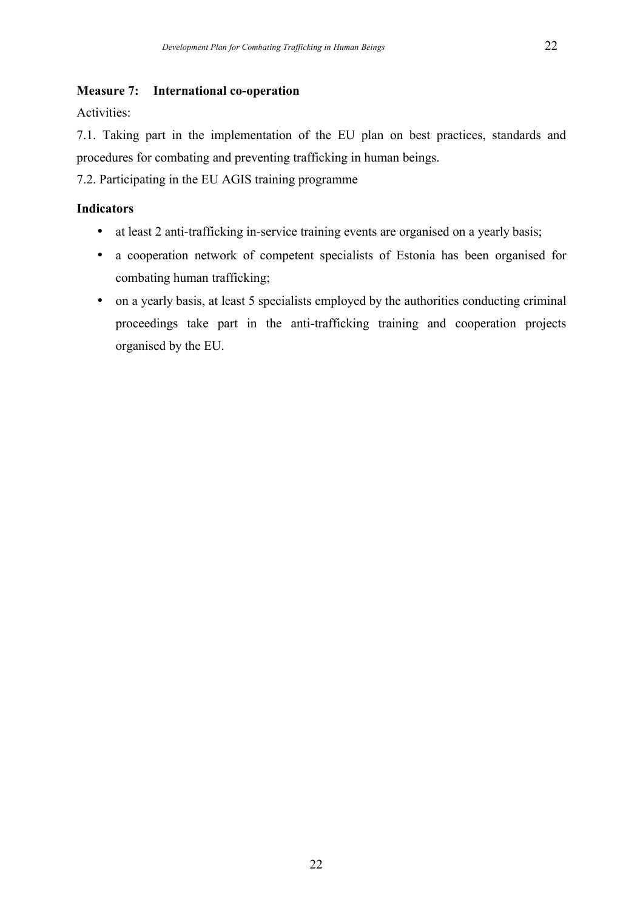**Measure 7: International co-operation**

Activities:

7.1. Taking part in the implementation of the EU plan on best practices, standards and procedures for combating and preventing trafficking in human beings.

7.2. Participating in the EU AGIS training programme

**Indicators**

- at least 2 anti-trafficking in-service training events are organised on a yearly basis;
- a cooperation network of competent specialists of Estonia has been organised for combating human trafficking;
- on a yearly basis, at least 5 specialists employed by the authorities conducting criminal proceedings take part in the anti-trafficking training and cooperation projects organised by the EU.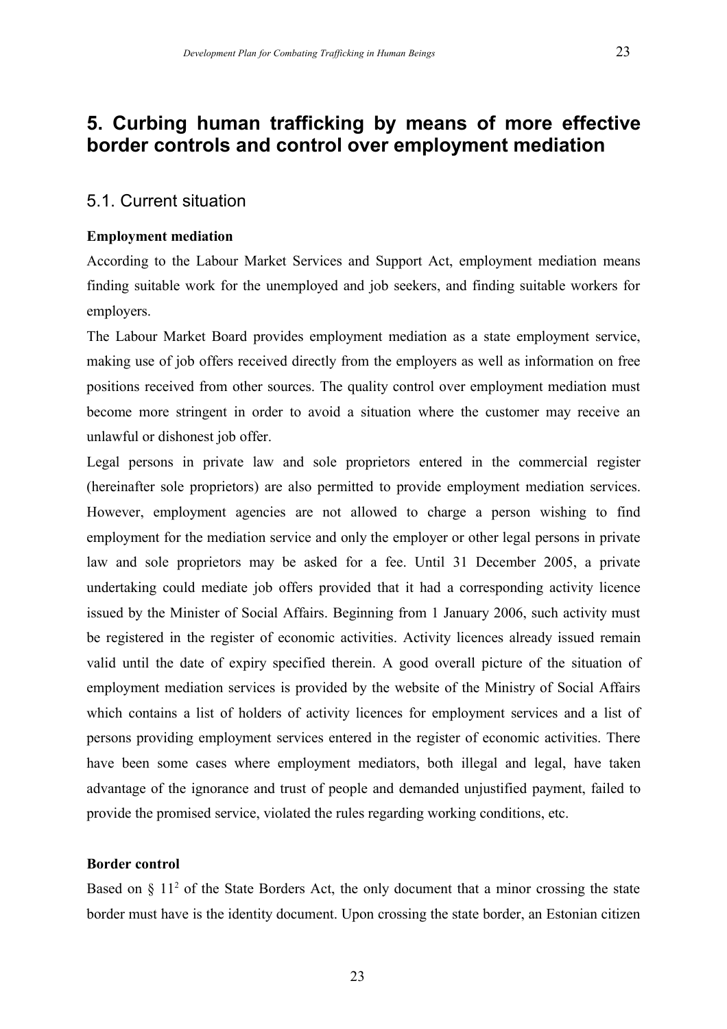# 5. Curbing human trafficking by means of more effective border controls and control over employment mediation

## 5.1. Current situation

**Employment mediation**

According to the Labour Market Services and Support Act, employment mediation means finding suitable work for the unemployed and job seekers, and finding suitable workers for employers.

The Labour Market Board provides employment mediation as a state employment service, making use of job offers received directly from the employers as well as information on free positions received from other sources. The quality control over employment mediation must become more stringent in order to avoid a situation where the customer may receive an unlawful or dishonest job offer.

Legal persons in private law and sole proprietors entered in the commercial register (hereinafter sole proprietors) are also permitted to provide employment mediation services. However, employment agencies are not allowed to charge a person wishing to find employment for the mediation service and only the employer or other legal persons in private law and sole proprietors may be asked for a fee. Until 31 December 2005, a private undertaking could mediate job offers provided that it had a corresponding activity licence issued by the Minister of Social Affairs. Beginning from 1 January 2006, such activity must be registered in the register of economic activities. Activity licences already issued remain valid until the date of expiry specified therein. A good overall picture of the situation of employment mediation services is provided by the website of the Ministry of Social Affairs which contains a list of holders of activity licences for employment services and a list of persons providing employment services entered in the register of economic activities. There have been some cases where employment mediators, both illegal and legal, have taken advantage of the ignorance and trust of people and demanded unjustified payment, failed to provide the promised service, violated the rules regarding working conditions, etc.

**Border control**

Based on § $11^2$ of the State Borders Act, the only document that a minor crossing the state border must have is the identity document. Upon crossing the state border, an Estonian citizen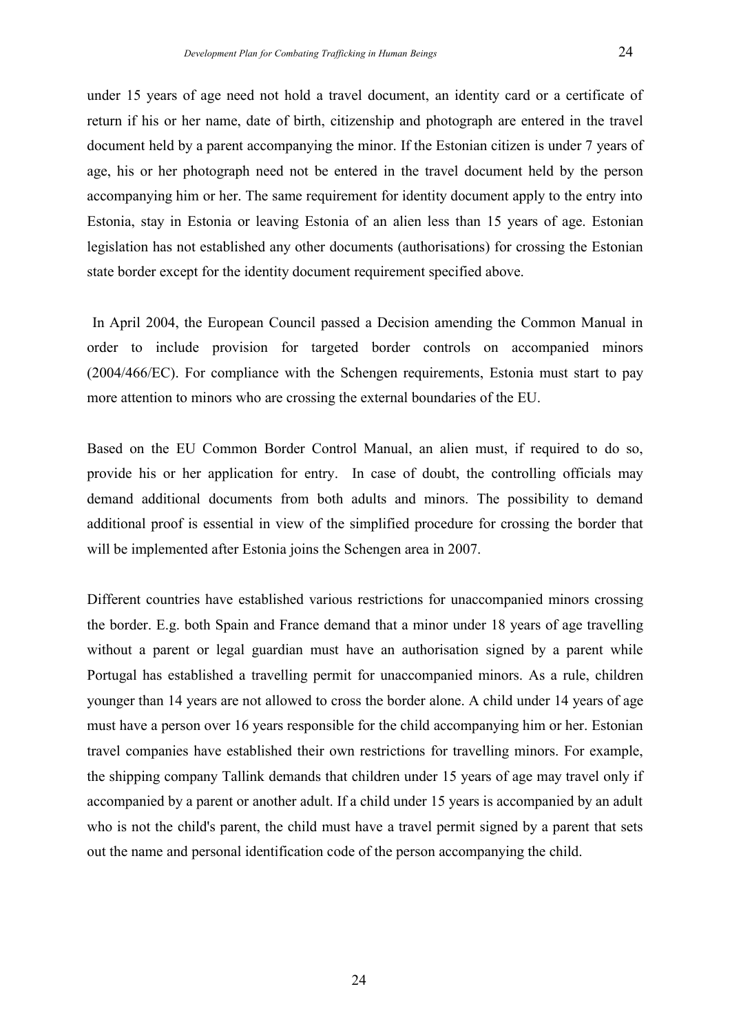under 15 years of age need not hold a travel document, an identity card or a certificate of return if his or her name, date of birth, citizenship and photograph are entered in the travel document held by a parent accompanying the minor. If the Estonian citizen is under 7 years of age, his or her photograph need not be entered in the travel document held by the person accompanying him or her. The same requirement for identity document apply to the entry into Estonia, stay in Estonia or leaving Estonia of an alien less than 15 years of age. Estonian legislation has not established any other documents (authorisations) for crossing the Estonian state border except for the identity document requirement specified above.

In April 2004, the European Council passed a Decision amending the Common Manual in order to include provision for targeted border controls on accompanied minors (2004/466/EC). For compliance with the Schengen requirements, Estonia must start to pay more attention to minors who are crossing the external boundaries of the EU.

Based on the EU Common Border Control Manual, an alien must, if required to do so, provide his or her application for entry. In case of doubt, the controlling officials may demand additional documents from both adults and minors. The possibility to demand additional proof is essential in view of the simplified procedure for crossing the border that will be implemented after Estonia joins the Schengen area in 2007.

Different countries have established various restrictions for unaccompanied minors crossing the border. E.g. both Spain and France demand that a minor under 18 years of age travelling without a parent or legal guardian must have an authorisation signed by a parent while Portugal has established a travelling permit for unaccompanied minors. As a rule, children younger than 14 years are not allowed to cross the border alone. A child under 14 years of age must have a person over 16 years responsible for the child accompanying him or her. Estonian travel companies have established their own restrictions for travelling minors. For example, the shipping company Tallink demands that children under 15 years of age may travel only if accompanied by a parent or another adult. If a child under 15 years is accompanied by an adult who is not the child's parent, the child must have a travel permit signed by a parent that sets out the name and personal identification code of the person accompanying the child.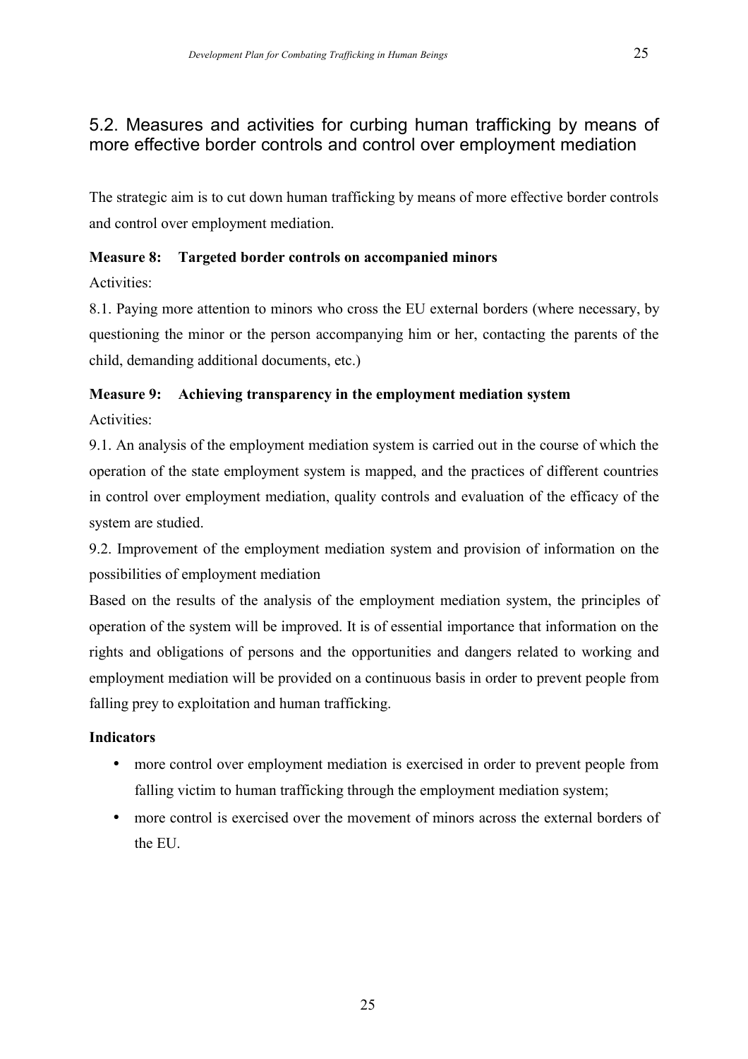## 5.2. Measures and activities for curbing human trafficking by means of more effective border controls and control over employment mediation

The strategic aim is to cut down human trafficking by means of more effective border controls and control over employment mediation.

**Measure 8: Targeted border controls on accompanied minors**

Activities:

8.1. Paying more attention to minors who cross the EU external borders (where necessary, by questioning the minor or the person accompanying him or her, contacting the parents of the child, demanding additional documents, etc.)

**Measure 9: Achieving transparency in the employment mediation system**

Activities:

9.1. An analysis of the employment mediation system is carried out in the course of which the operation of the state employment system is mapped, and the practices of different countries in control over employment mediation, quality controls and evaluation of the efficacy of the system are studied.

9.2. Improvement of the employment mediation system and provision of information on the possibilities of employment mediation

Based on the results of the analysis of the employment mediation system, the principles of operation of the system will be improved. It is of essential importance that information on the rights and obligations of persons and the opportunities and dangers related to working and employment mediation will be provided on a continuous basis in order to prevent people from falling prey to exploitation and human trafficking.

**Indicators**

- more control over employment mediation is exercised in order to prevent people from falling victim to human trafficking through the employment mediation system;
- more control is exercised over the movement of minors across the external borders of the EU.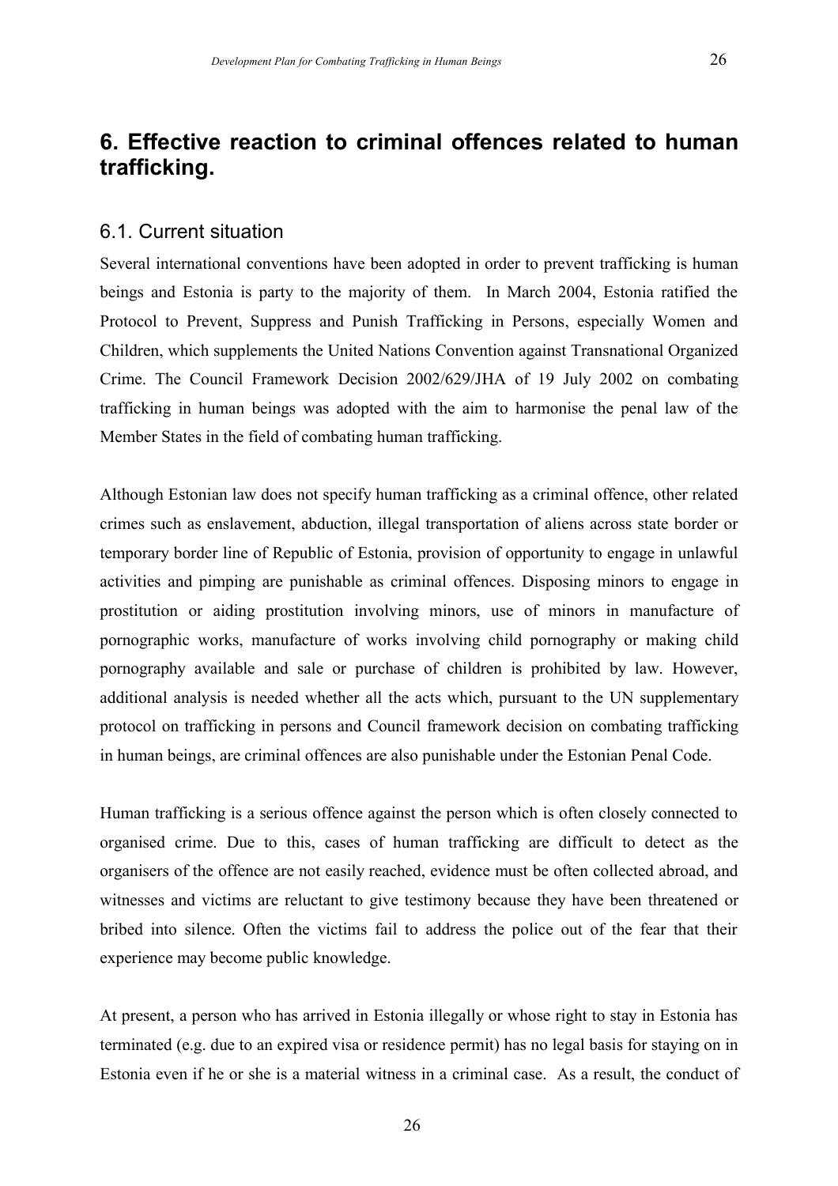# 6. Effective reaction to criminal offences related to human trafficking.

## 6.1. Current situation

Several international conventions have been adopted in order to prevent trafficking is human beings and Estonia is party to the majority of them. In March 2004, Estonia ratified the Protocol to Prevent, Suppress and Punish Trafficking in Persons, especially Women and Children, which supplements the United Nations Convention against Transnational Organized Crime. The Council Framework Decision 2002/629/JHA of 19 July 2002 on combating trafficking in human beings was adopted with the aim to harmonise the penal law of the Member States in the field of combating human trafficking.

Although Estonian law does not specify human trafficking as a criminal offence, other related crimes such as enslavement, abduction, illegal transportation of aliens across state border or temporary border line of Republic of Estonia, provision of opportunity to engage in unlawful activities and pimping are punishable as criminal offences. Disposing minors to engage in prostitution or aiding prostitution involving minors, use of minors in manufacture of pornographic works, manufacture of works involving child pornography or making child pornography available and sale or purchase of children is prohibited by law. However, additional analysis is needed whether all the acts which, pursuant to the UN supplementary protocol on trafficking in persons and Council framework decision on combating trafficking in human beings, are criminal offences are also punishable under the Estonian Penal Code.

Human trafficking is a serious offence against the person which is often closely connected to organised crime. Due to this, cases of human trafficking are difficult to detect as the organisers of the offence are not easily reached, evidence must be often collected abroad, and witnesses and victims are reluctant to give testimony because they have been threatened or bribed into silence. Often the victims fail to address the police out of the fear that their experience may become public knowledge.

At present, a person who has arrived in Estonia illegally or whose right to stay in Estonia has terminated (e.g. due to an expired visa or residence permit) has no legal basis for staying on in Estonia even if he or she is a material witness in a criminal case. As a result, the conduct of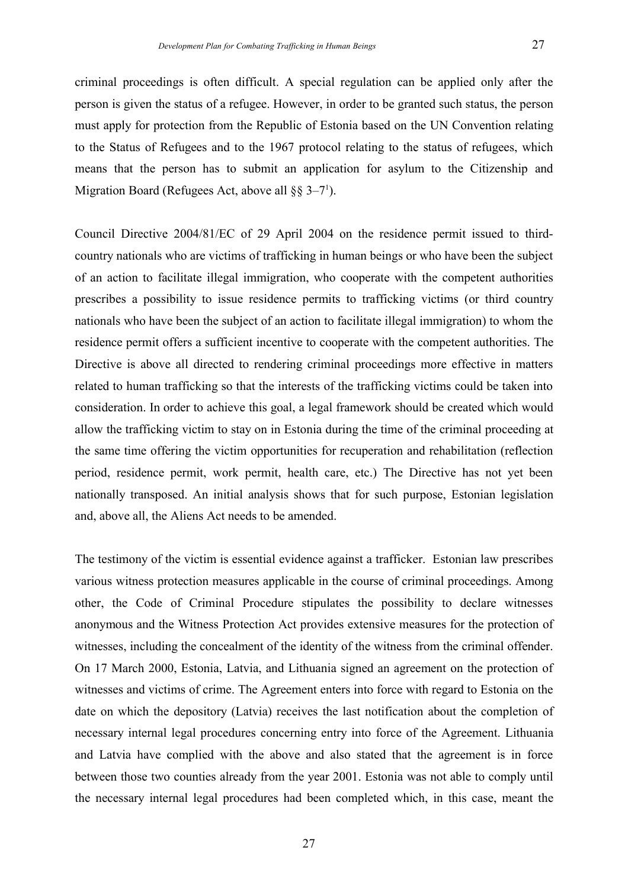criminal proceedings is often difficult. A special regulation can be applied only after the person is given the status of a refugee. However, in order to be granted such status, the person must apply for protection from the Republic of Estonia based on the UN Convention relating to the Status of Refugees and to the 1967 protocol relating to the status of refugees, which means that the person has to submit an application for asylum to the Citizenship and Migration Board (Refugees Act, above all §§ 3–7[1]).

Council Directive 2004/81/EC of 29 April 2004 on the residence permit issued to third-country nationals who are victims of trafficking in human beings or who have been the subject of an action to facilitate illegal immigration, who cooperate with the competent authorities prescribes a possibility to issue residence permits to trafficking victims (or third country nationals who have been the subject of an action to facilitate illegal immigration) to whom the residence permit offers a sufficient incentive to cooperate with the competent authorities. The Directive is above all directed to rendering criminal proceedings more effective in matters related to human trafficking so that the interests of the trafficking victims could be taken into consideration. In order to achieve this goal, a legal framework should be created which would allow the trafficking victim to stay on in Estonia during the time of the criminal proceeding at the same time offering the victim opportunities for recuperation and rehabilitation (reflection period, residence permit, work permit, health care, etc.) The Directive has not yet been nationally transposed. An initial analysis shows that for such purpose, Estonian legislation and, above all, the Aliens Act needs to be amended.

The testimony of the victim is essential evidence against a trafficker. Estonian law prescribes various witness protection measures applicable in the course of criminal proceedings. Among other, the Code of Criminal Procedure stipulates the possibility to declare witnesses anonymous and the Witness Protection Act provides extensive measures for the protection of witnesses, including the concealment of the identity of the witness from the criminal offender. On 17 March 2000, Estonia, Latvia, and Lithuania signed an agreement on the protection of witnesses and victims of crime. The Agreement enters into force with regard to Estonia on the date on which the depository (Latvia) receives the last notification about the completion of necessary internal legal procedures concerning entry into force of the Agreement. Lithuania and Latvia have complied with the above and also stated that the agreement is in force between those two counties already from the year 2001. Estonia was not able to comply until the necessary internal legal procedures had been completed which, in this case, meant the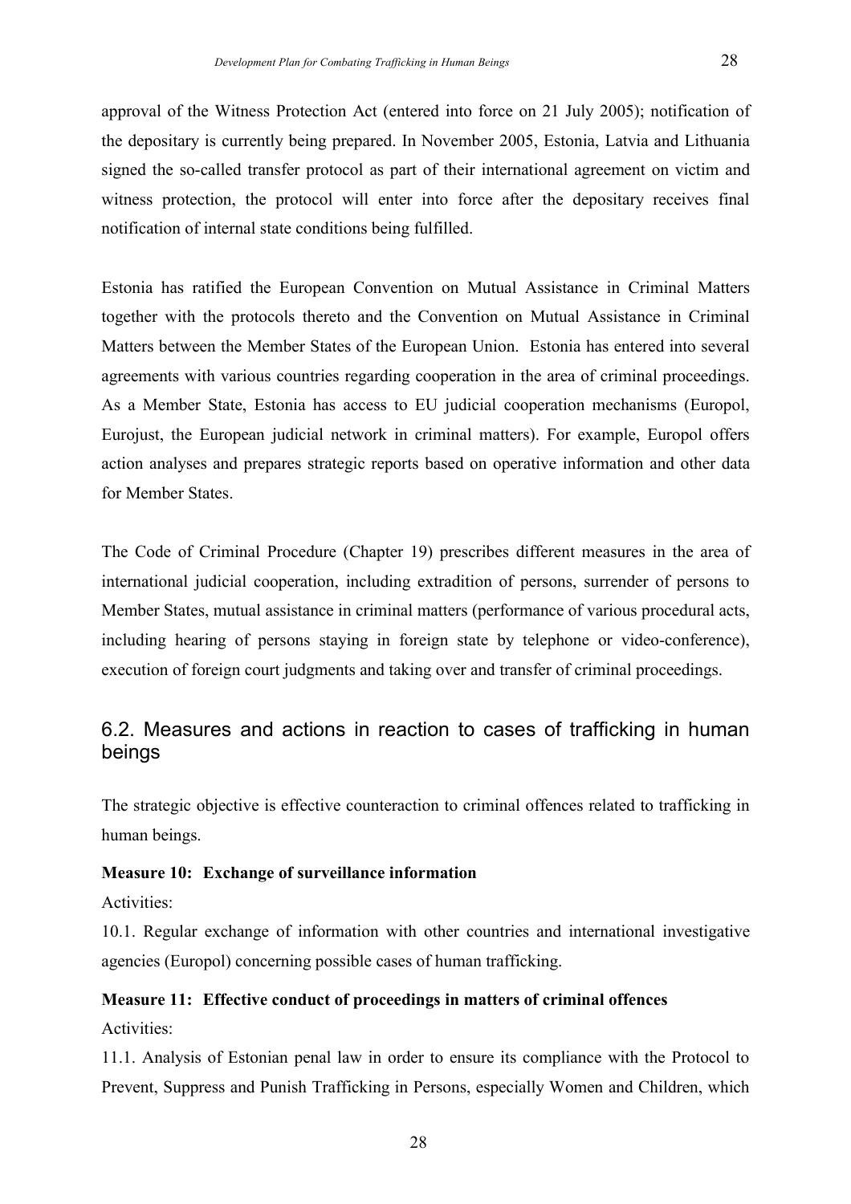approval of the Witness Protection Act (entered into force on 21 July 2005); notification of the depositary is currently being prepared. In November 2005, Estonia, Latvia and Lithuania signed the so-called transfer protocol as part of their international agreement on victim and witness protection, the protocol will enter into force after the depositary receives final notification of internal state conditions being fulfilled.

Estonia has ratified the European Convention on Mutual Assistance in Criminal Matters together with the protocols thereto and the Convention on Mutual Assistance in Criminal Matters between the Member States of the European Union. Estonia has entered into several agreements with various countries regarding cooperation in the area of criminal proceedings. As a Member State, Estonia has access to EU judicial cooperation mechanisms (Europol, Eurojust, the European judicial network in criminal matters). For example, Europol offers action analyses and prepares strategic reports based on operative information and other data for Member States.

The Code of Criminal Procedure (Chapter 19) prescribes different measures in the area of international judicial cooperation, including extradition of persons, surrender of persons to Member States, mutual assistance in criminal matters (performance of various procedural acts, including hearing of persons staying in foreign state by telephone or video-conference), execution of foreign court judgments and taking over and transfer of criminal proceedings.

## 6.2. Measures and actions in reaction to cases of trafficking in human beings

The strategic objective is effective counteraction to criminal offences related to trafficking in human beings.

**Measure 10: Exchange of surveillance information**

Activities:

10.1. Regular exchange of information with other countries and international investigative agencies (Europol) concerning possible cases of human trafficking.

**Measure 11: Effective conduct of proceedings in matters of criminal offences**

Activities:

11.1. Analysis of Estonian penal law in order to ensure its compliance with the Protocol to Prevent, Suppress and Punish Trafficking in Persons, especially Women and Children, which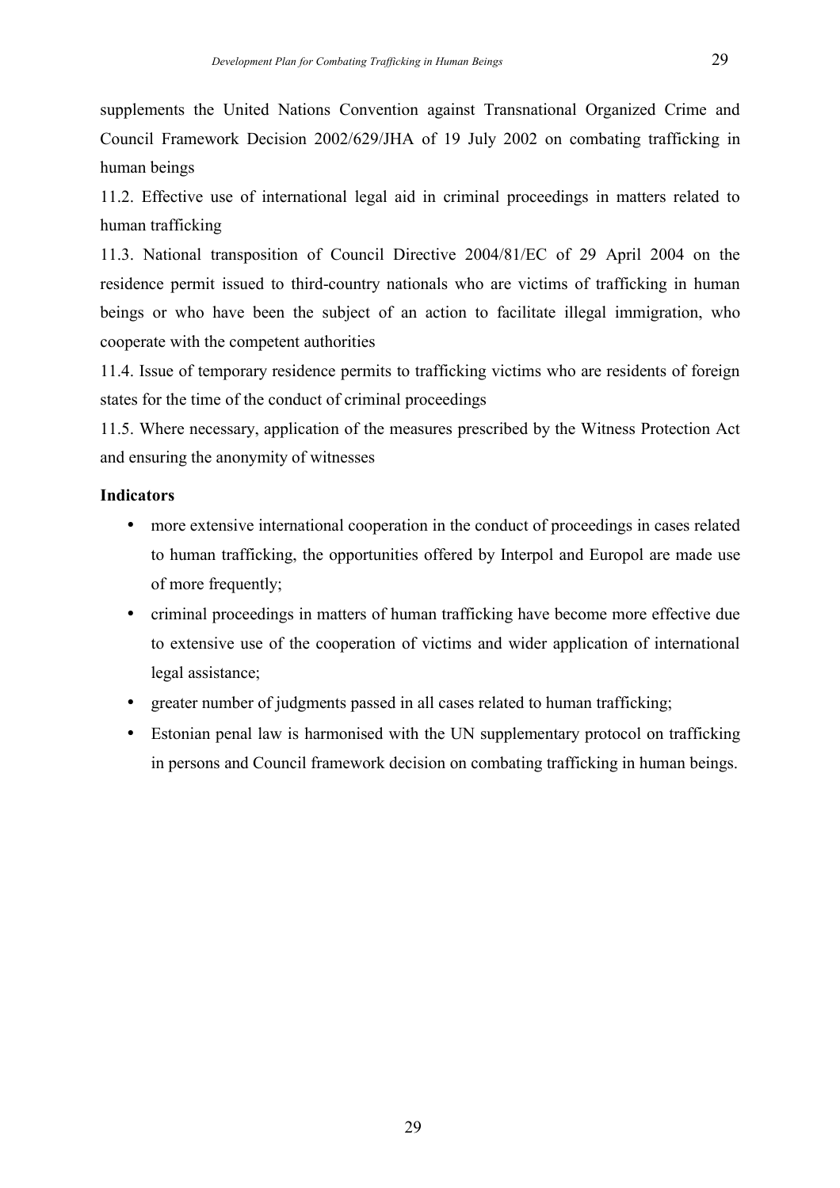supplements the United Nations Convention against Transnational Organized Crime and Council Framework Decision 2002/629/JHA of 19 July 2002 on combating trafficking in human beings

11.2. Effective use of international legal aid in criminal proceedings in matters related to human trafficking

11.3. National transposition of Council Directive 2004/81/EC of 29 April 2004 on the residence permit issued to third-country nationals who are victims of trafficking in human beings or who have been the subject of an action to facilitate illegal immigration, who cooperate with the competent authorities

11.4. Issue of temporary residence permits to trafficking victims who are residents of foreign states for the time of the conduct of criminal proceedings

11.5. Where necessary, application of the measures prescribed by the Witness Protection Act and ensuring the anonymity of witnesses

**Indicators**

- more extensive international cooperation in the conduct of proceedings in cases related to human trafficking, the opportunities offered by Interpol and Europol are made use of more frequently;
- criminal proceedings in matters of human trafficking have become more effective due to extensive use of the cooperation of victims and wider application of international legal assistance;
- greater number of judgments passed in all cases related to human trafficking;
- Estonian penal law is harmonised with the UN supplementary protocol on trafficking in persons and Council framework decision on combating trafficking in human beings.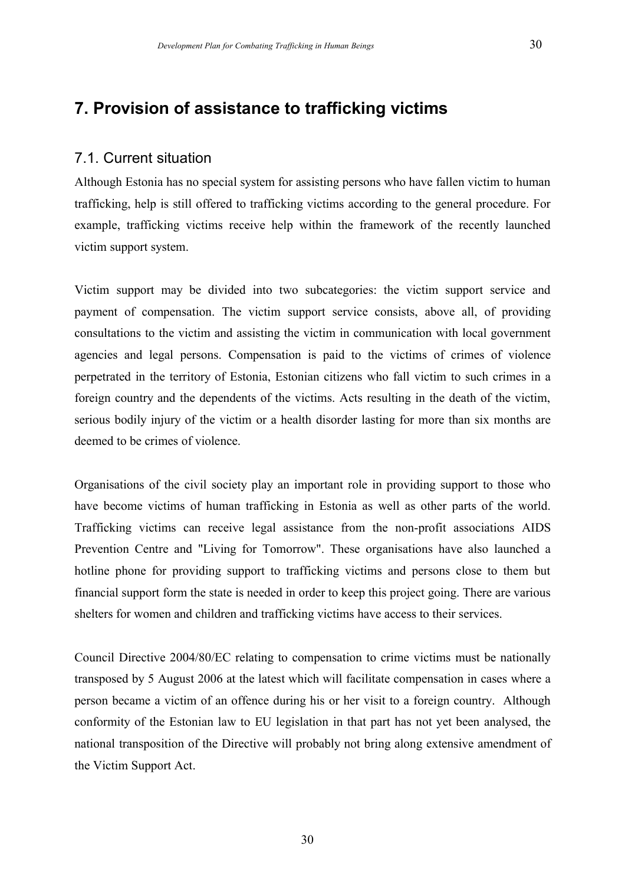## 7. Provision of assistance to trafficking victims

### 7.1. Current situation

Although Estonia has no special system for assisting persons who have fallen victim to human trafficking, help is still offered to trafficking victims according to the general procedure. For example, trafficking victims receive help within the framework of the recently launched victim support system.

Victim support may be divided into two subcategories: the victim support service and payment of compensation. The victim support service consists, above all, of providing consultations to the victim and assisting the victim in communication with local government agencies and legal persons. Compensation is paid to the victims of crimes of violence perpetrated in the territory of Estonia, Estonian citizens who fall victim to such crimes in a foreign country and the dependents of the victims. Acts resulting in the death of the victim, serious bodily injury of the victim or a health disorder lasting for more than six months are deemed to be crimes of violence.

Organisations of the civil society play an important role in providing support to those who have become victims of human trafficking in Estonia as well as other parts of the world. Trafficking victims can receive legal assistance from the non-profit associations AIDS Prevention Centre and "Living for Tomorrow". These organisations have also launched a hotline phone for providing support to trafficking victims and persons close to them but financial support form the state is needed in order to keep this project going. There are various shelters for women and children and trafficking victims have access to their services.

Council Directive 2004/80/EC relating to compensation to crime victims must be nationally transposed by 5 August 2006 at the latest which will facilitate compensation in cases where a person became a victim of an offence during his or her visit to a foreign country. Although conformity of the Estonian law to EU legislation in that part has not yet been analysed, the national transposition of the Directive will probably not bring along extensive amendment of the Victim Support Act.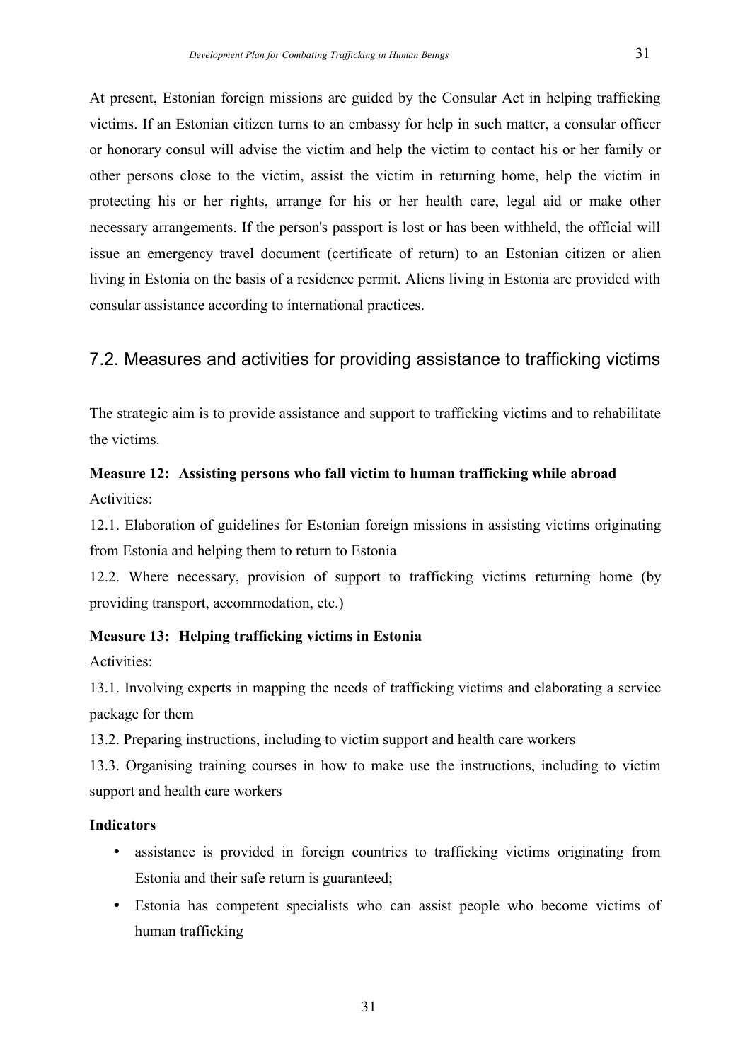At present, Estonian foreign missions are guided by the Consular Act in helping trafficking victims. If an Estonian citizen turns to an embassy for help in such matter, a consular officer or honorary consul will advise the victim and help the victim to contact his or her family or other persons close to the victim, assist the victim in returning home, help the victim in protecting his or her rights, arrange for his or her health care, legal aid or make other necessary arrangements. If the person's passport is lost or has been withheld, the official will issue an emergency travel document (certificate of return) to an Estonian citizen or alien living in Estonia on the basis of a residence permit. Aliens living in Estonia are provided with consular assistance according to international practices.

## 7.2. Measures and activities for providing assistance to trafficking victims

The strategic aim is to provide assistance and support to trafficking victims and to rehabilitate the victims.

**Measure 12: Assisting persons who fall victim to human trafficking while abroad**

Activities:

12.1. Elaboration of guidelines for Estonian foreign missions in assisting victims originating from Estonia and helping them to return to Estonia

12.2. Where necessary, provision of support to trafficking victims returning home (by providing transport, accommodation, etc.)

**Measure 13: Helping trafficking victims in Estonia**

Activities:

13.1. Involving experts in mapping the needs of trafficking victims and elaborating a service package for them

13.2. Preparing instructions, including to victim support and health care workers

13.3. Organising training courses in how to make use the instructions, including to victim support and health care workers

**Indicators**

- assistance is provided in foreign countries to trafficking victims originating from Estonia and their safe return is guaranteed;
- Estonia has competent specialists who can assist people who become victims of human trafficking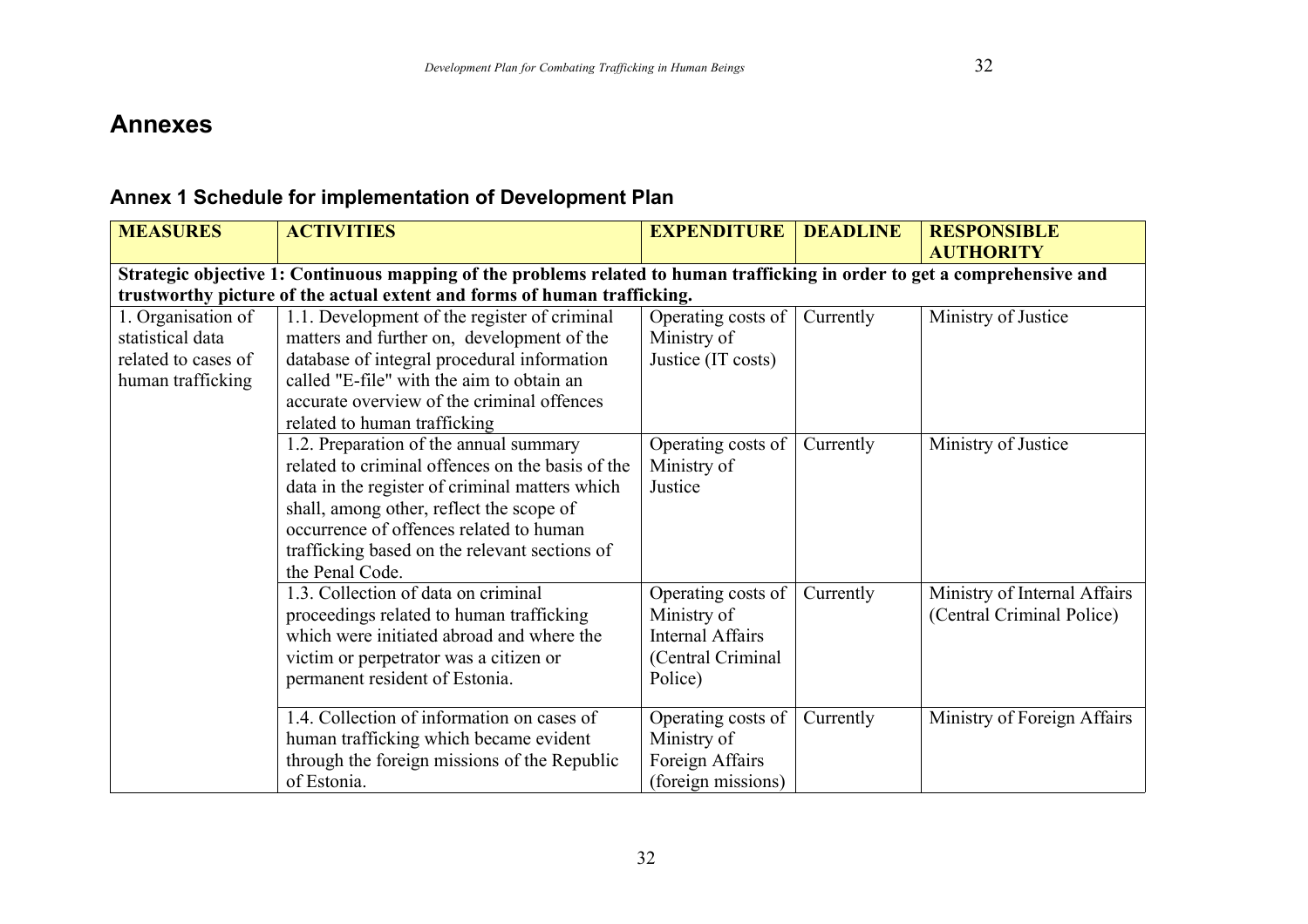# Annexes

## Annex 1 Schedule for implementation of Development Plan

| MEASURES | ACTIVITIES | EXPENDITURE | DEADLINE | RESPONSIBLE AUTHORITY |
|---|---|---|---|---|
| **Strategic objective 1: Continuous mapping of the problems related to human trafficking in order to get a comprehensive and trustworthy picture of the actual extent and forms of human trafficking.** | | | | |
| 1. Organisation of statistical data related to cases of human trafficking | 1.1. Development of the register of criminal matters and further on, development of the database of integral procedural information called "E-file" with the aim to obtain an accurate overview of the criminal offences related to human trafficking | Operating costs of Ministry of Justice (IT costs) | Currently | Ministry of Justice |
| | 1.2. Preparation of the annual summary related to criminal offences on the basis of the data in the register of criminal matters which shall, among other, reflect the scope of occurrence of offences related to human trafficking based on the relevant sections of the Penal Code. | Operating costs of Ministry of Justice | Currently | Ministry of Justice |
| | 1.3. Collection of data on criminal proceedings related to human trafficking which were initiated abroad and where the victim or perpetrator was a citizen or permanent resident of Estonia. | Operating costs of Ministry of Internal Affairs (Central Criminal Police) | Currently | Ministry of Internal Affairs (Central Criminal Police) |
| | 1.4. Collection of information on cases of human trafficking which became evident through the foreign missions of the Republic of Estonia. | Operating costs of Ministry of Foreign Affairs (foreign missions) | Currently | Ministry of Foreign Affairs |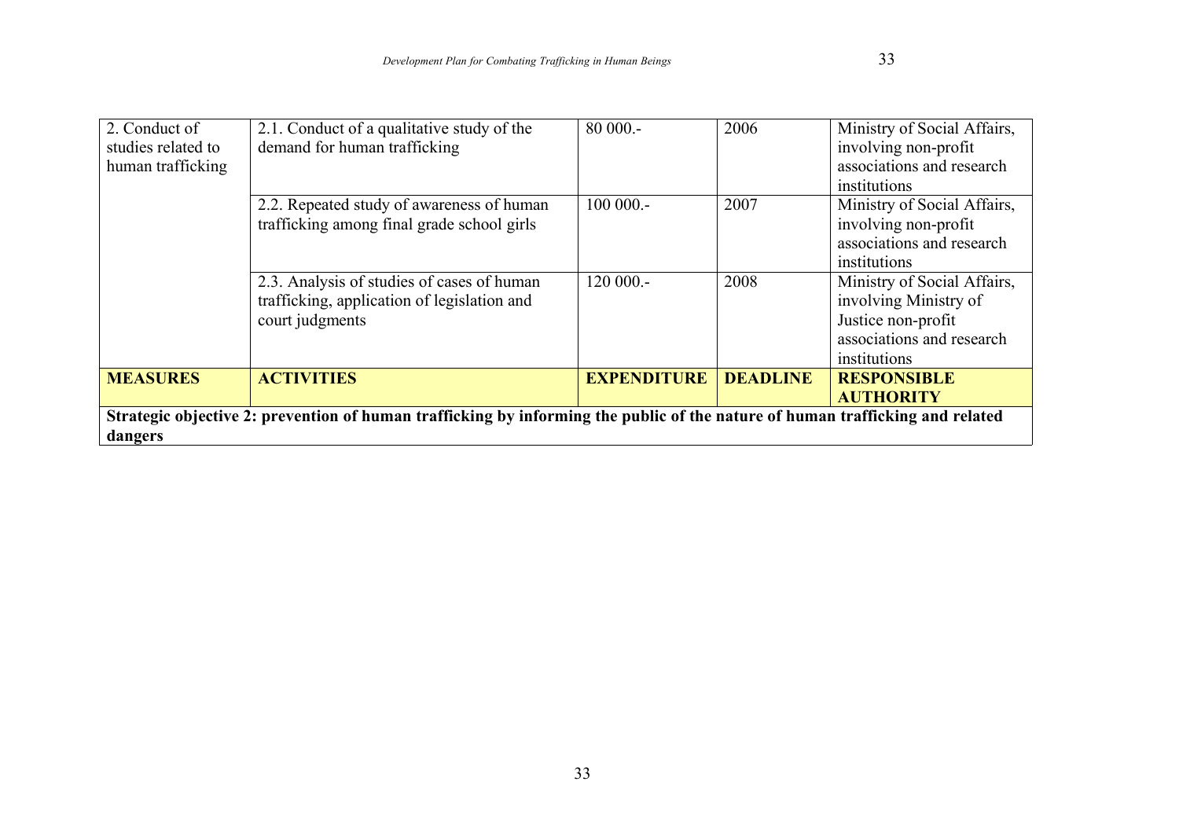| 2. Conduct of studies related to human trafficking | 2.1. Conduct of a qualitative study of the demand for human trafficking | 80 000.- | 2006 | Ministry of Social Affairs, involving non-profit associations and research institutions |
|---|---|---|---|---|
| | 2.2. Repeated study of awareness of human trafficking among final grade school girls | 100 000.- | 2007 | Ministry of Social Affairs, involving non-profit associations and research institutions |
| | 2.3. Analysis of studies of cases of human trafficking, application of legislation and court judgments | 120 000.- | 2008 | Ministry of Social Affairs, involving Ministry of Justice non-profit associations and research institutions |
| **MEASURES** | **ACTIVITIES** | **EXPENDITURE** | **DEADLINE** | **RESPONSIBLE AUTHORITY** |
| **Strategic objective 2: prevention of human trafficking by informing the public of the nature of human trafficking and related dangers** | | | | |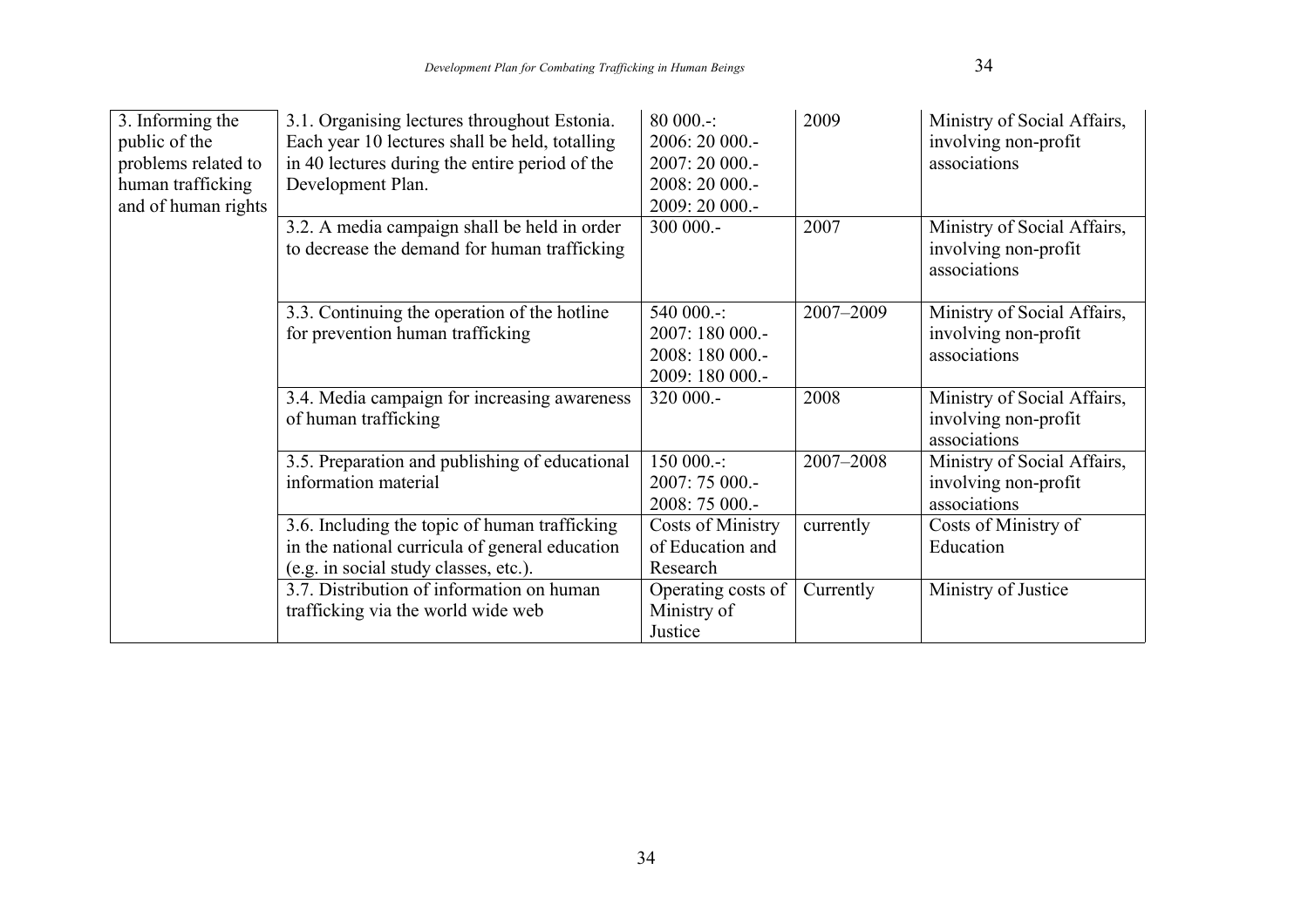| | | | | |
|---|---|---|---|---|
| 3. Informing the public of the problems related to human trafficking and of human rights | 3.1. Organising lectures throughout Estonia. Each year 10 lectures shall be held, totalling in 40 lectures during the entire period of the Development Plan. | 80 000.-: 2006: 20 000.- 2007: 20 000.- 2008: 20 000.- 2009: 20 000.- | 2009 | Ministry of Social Affairs, involving non-profit associations |
| | 3.2. A media campaign shall be held in order to decrease the demand for human trafficking | 300 000.- | 2007 | Ministry of Social Affairs, involving non-profit associations |
| | 3.3. Continuing the operation of the hotline for prevention human trafficking | 540 000.-: 2007: 180 000.- 2008: 180 000.- 2009: 180 000.- | 2007–2009 | Ministry of Social Affairs, involving non-profit associations |
| | 3.4. Media campaign for increasing awareness of human trafficking | 320 000.- | 2008 | Ministry of Social Affairs, involving non-profit associations |
| | 3.5. Preparation and publishing of educational information material | 150 000.-: 2007: 75 000.- 2008: 75 000.- | 2007–2008 | Ministry of Social Affairs, involving non-profit associations |
| | 3.6. Including the topic of human trafficking in the national curricula of general education (e.g. in social study classes, etc.). | Costs of Ministry of Education and Research | currently | Costs of Ministry of Education |
| | 3.7. Distribution of information on human trafficking via the world wide web | Operating costs of Ministry of Justice | Currently | Ministry of Justice |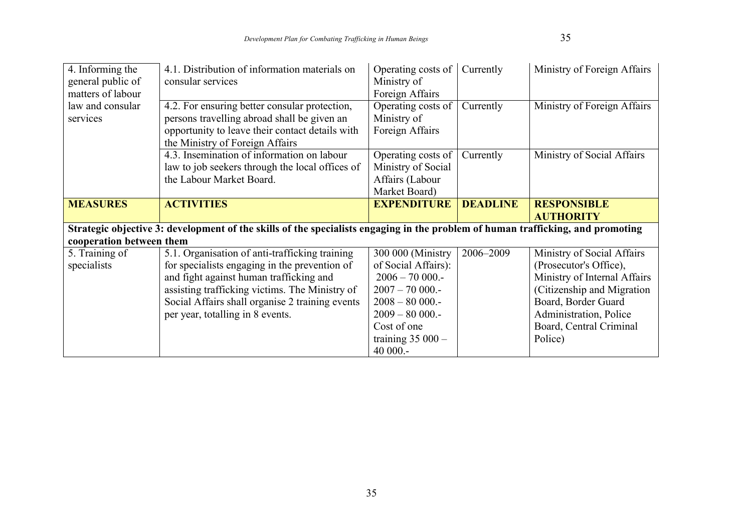| | | | | |
|---|---|---|---|---|
| 4. Informing the general public of matters of labour law and consular services | 4.1. Distribution of information materials on consular services | Operating costs of Ministry of Foreign Affairs | Currently | Ministry of Foreign Affairs |
| | 4.2. For ensuring better consular protection, persons travelling abroad shall be given an opportunity to leave their contact details with the Ministry of Foreign Affairs | Operating costs of Ministry of Foreign Affairs | Currently | Ministry of Foreign Affairs |
| | 4.3. Insemination of information on labour law to job seekers through the local offices of the Labour Market Board. | Operating costs of Ministry of Social Affairs (Labour Market Board) | Currently | Ministry of Social Affairs |
| **MEASURES** | **ACTIVITIES** | **EXPENDITURE** | **DEADLINE** | **RESPONSIBLE AUTHORITY** |
| **Strategic objective 3: development of the skills of the specialists engaging in the problem of human trafficking, and promoting cooperation between them** | | | | |
| 5. Training of specialists | 5.1. Organisation of anti-trafficking training for specialists engaging in the prevention of and fight against human trafficking and assisting trafficking victims. The Ministry of Social Affairs shall organise 2 training events per year, totalling in 8 events. | 300 000 (Ministry of Social Affairs): 2006 – 70 000.- 2007 – 70 000.- 2008 – 80 000.- 2009 – 80 000.- Cost of one training 35 000 – 40 000.- | 2006–2009 | Ministry of Social Affairs (Prosecutor's Office), Ministry of Internal Affairs (Citizenship and Migration Board, Border Guard Administration, Police Board, Central Criminal Police) |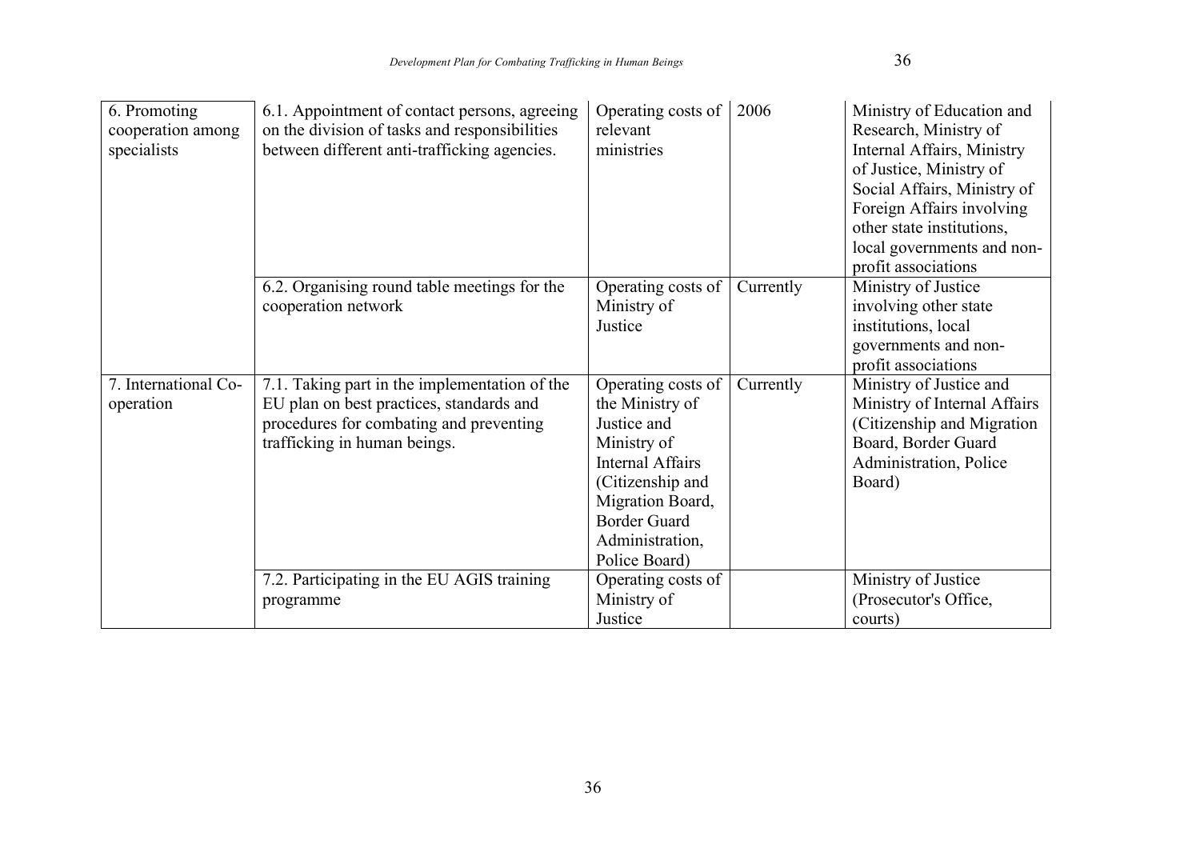| | | | | |
|---|---|---|---|---|
| 6. Promoting cooperation among specialists | 6.1. Appointment of contact persons, agreeing on the division of tasks and responsibilities between different anti-trafficking agencies. | Operating costs of relevant ministries | 2006 | Ministry of Education and Research, Ministry of Internal Affairs, Ministry of Justice, Ministry of Social Affairs, Ministry of Foreign Affairs involving other state institutions, local governments and non-profit associations |
| | 6.2. Organising round table meetings for the cooperation network | Operating costs of Ministry of Justice | Currently | Ministry of Justice involving other state institutions, local governments and non-profit associations |
| 7. International Co-operation | 7.1. Taking part in the implementation of the EU plan on best practices, standards and procedures for combating and preventing trafficking in human beings. | Operating costs of the Ministry of Justice and Ministry of Internal Affairs (Citizenship and Migration Board, Border Guard Administration, Police Board) | Currently | Ministry of Justice and Ministry of Internal Affairs (Citizenship and Migration Board, Border Guard Administration, Police Board) |
| | 7.2. Participating in the EU AGIS training programme | Operating costs of Ministry of Justice | | Ministry of Justice (Prosecutor's Office, courts) |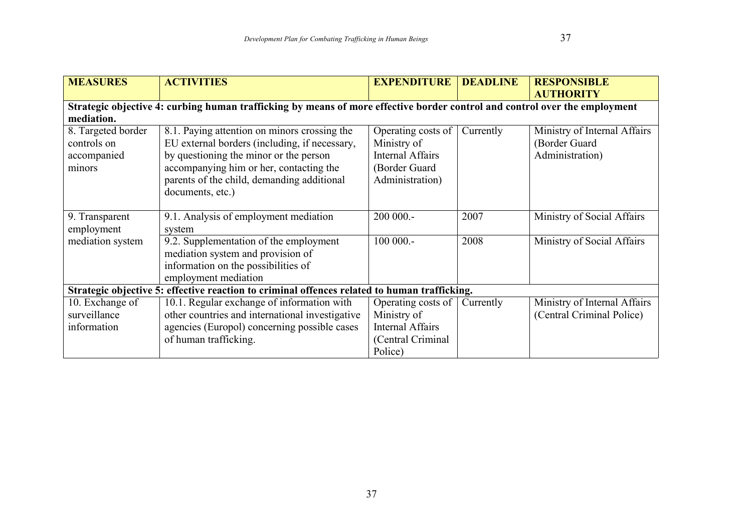| **MEASURES** | **ACTIVITIES** | **EXPENDITURE** | **DEADLINE** | **RESPONSIBLE AUTHORITY** |
|---|---|---|---|---|
| **Strategic objective 4: curbing human trafficking by means of more effective border control and control over the employment mediation.** | | | | |
| 8. Targeted border controls on accompanied minors | 8.1. Paying attention on minors crossing the EU external borders (including, if necessary, by questioning the minor or the person accompanying him or her, contacting the parents of the child, demanding additional documents, etc.) | Operating costs of Ministry of Internal Affairs (Border Guard Administration) | Currently | Ministry of Internal Affairs (Border Guard Administration) |
| 9. Transparent employment mediation system | 9.1. Analysis of employment mediation system | 200 000.- | 2007 | Ministry of Social Affairs |
| | 9.2. Supplementation of the employment mediation system and provision of information on the possibilities of employment mediation | 100 000.- | 2008 | Ministry of Social Affairs |
| **Strategic objective 5: effective reaction to criminal offences related to human trafficking.** | | | | |
| 10. Exchange of surveillance information | 10.1. Regular exchange of information with other countries and international investigative agencies (Europol) concerning possible cases of human trafficking. | Operating costs of Ministry of Internal Affairs (Central Criminal Police) | Currently | Ministry of Internal Affairs (Central Criminal Police) |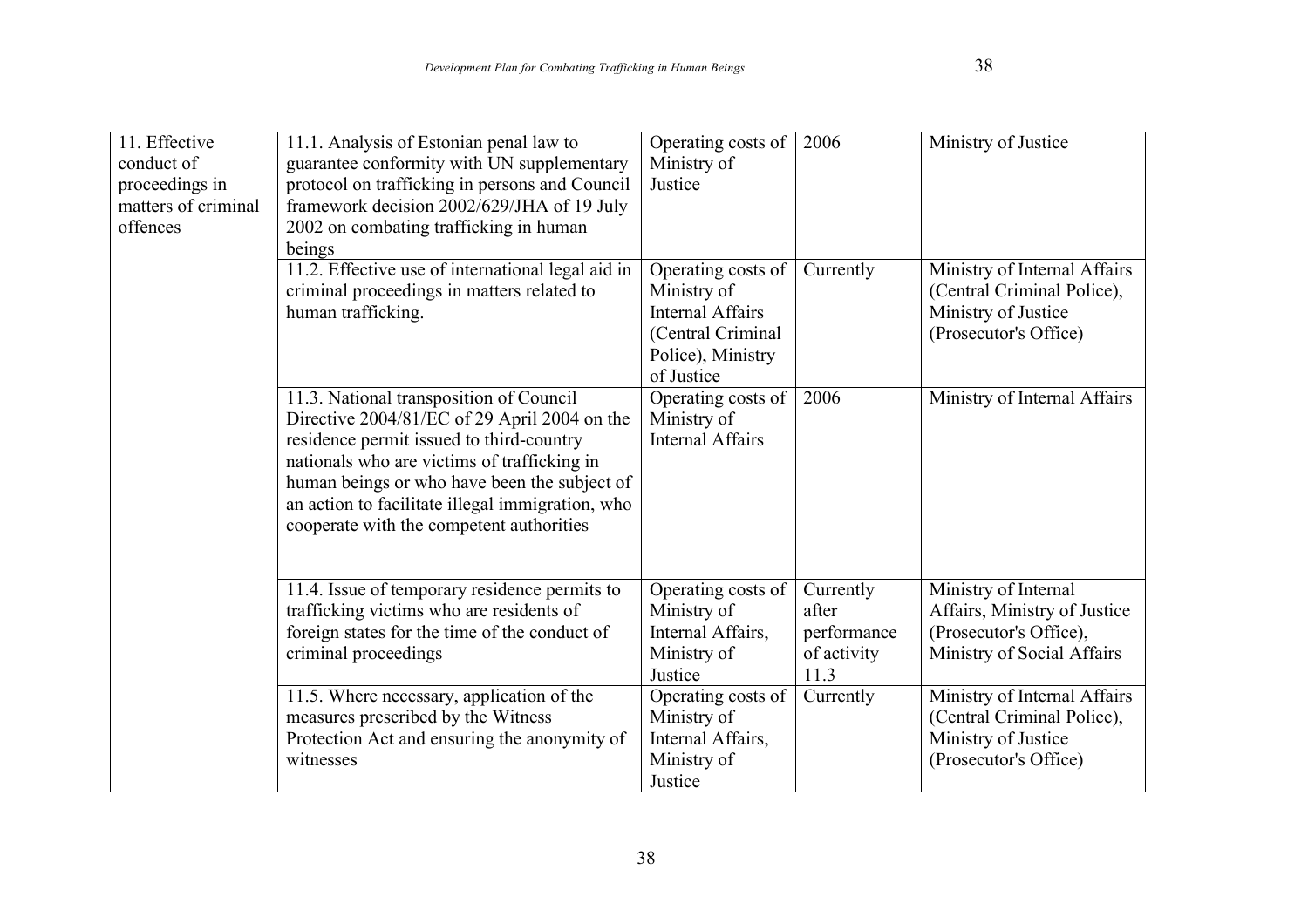| | | | | |
|---|---|---|---|---|
| 11. Effective conduct of proceedings in matters of criminal offences | 11.1. Analysis of Estonian penal law to guarantee conformity with UN supplementary protocol on trafficking in persons and Council framework decision 2002/629/JHA of 19 July 2002 on combating trafficking in human beings | Operating costs of Ministry of Justice | 2006 | Ministry of Justice |
| | 11.2. Effective use of international legal aid in criminal proceedings in matters related to human trafficking. | Operating costs of Ministry of Internal Affairs (Central Criminal Police), Ministry of Justice | Currently | Ministry of Internal Affairs (Central Criminal Police), Ministry of Justice (Prosecutor's Office) |
| | 11.3. National transposition of Council Directive 2004/81/EC of 29 April 2004 on the residence permit issued to third-country nationals who are victims of trafficking in human beings or who have been the subject of an action to facilitate illegal immigration, who cooperate with the competent authorities | Operating costs of Ministry of Internal Affairs | 2006 | Ministry of Internal Affairs |
| | 11.4. Issue of temporary residence permits to trafficking victims who are residents of foreign states for the time of the conduct of criminal proceedings | Operating costs of Ministry of Internal Affairs, Ministry of Justice | Currently after performance of activity 11.3 | Ministry of Internal Affairs, Ministry of Justice (Prosecutor's Office), Ministry of Social Affairs |
| | 11.5. Where necessary, application of the measures prescribed by the Witness Protection Act and ensuring the anonymity of witnesses | Operating costs of Ministry of Internal Affairs, Ministry of Justice | Currently | Ministry of Internal Affairs (Central Criminal Police), Ministry of Justice (Prosecutor's Office) |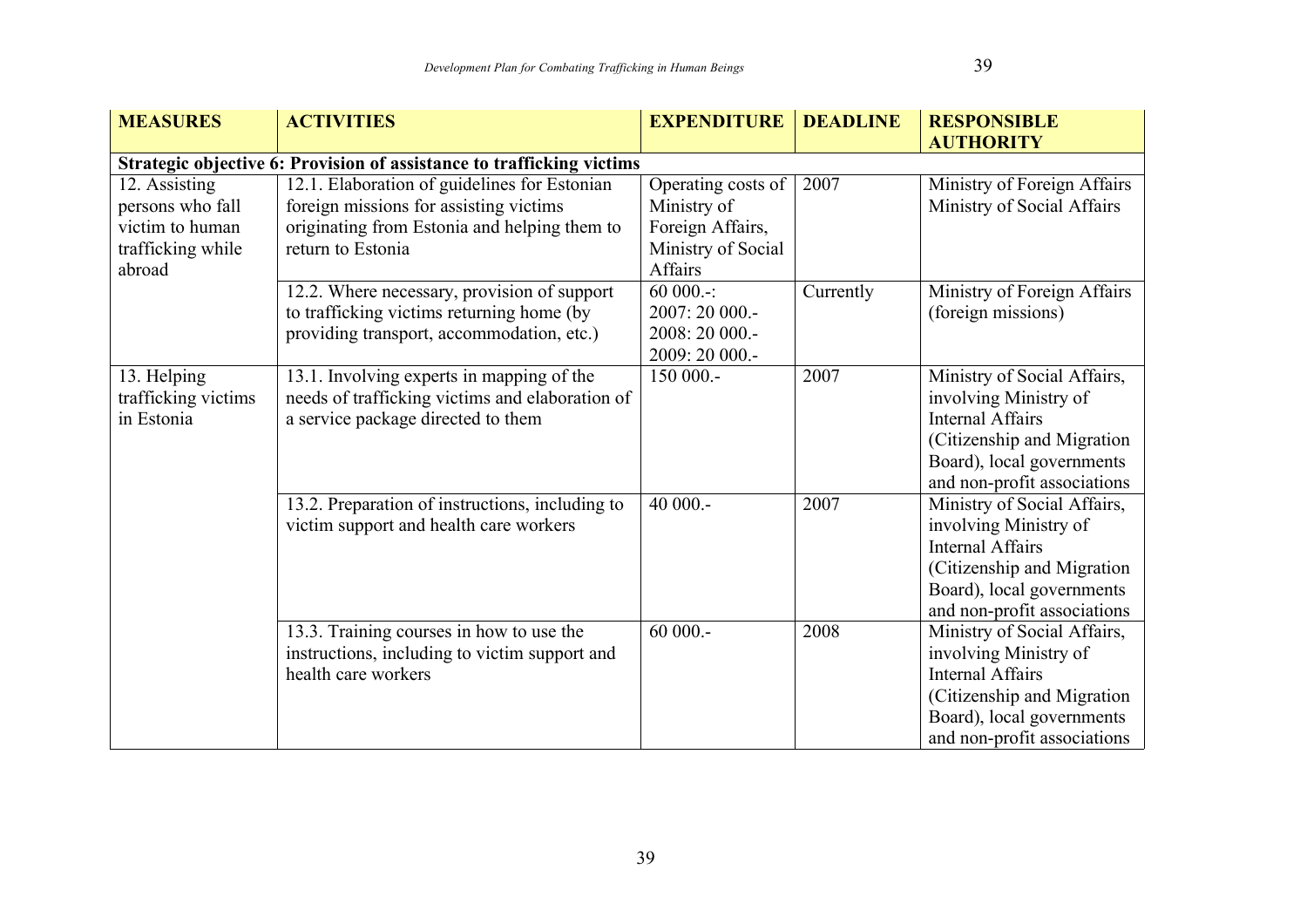| MEASURES | ACTIVITIES | EXPENDITURE | DEADLINE | RESPONSIBLE AUTHORITY |
|---|---|---|---|---|
| **Strategic objective 6: Provision of assistance to trafficking victims** | | | | |
| 12. Assisting persons who fall victim to human trafficking while abroad | 12.1. Elaboration of guidelines for Estonian foreign missions for assisting victims originating from Estonia and helping them to return to Estonia | Operating costs of Ministry of Foreign Affairs, Ministry of Social Affairs | 2007 | Ministry of Foreign Affairs Ministry of Social Affairs |
| | 12.2. Where necessary, provision of support to trafficking victims returning home (by providing transport, accommodation, etc.) | 60 000.-: 2007: 20 000.- 2008: 20 000.- 2009: 20 000.- | Currently | Ministry of Foreign Affairs (foreign missions) |
| 13. Helping trafficking victims in Estonia | 13.1. Involving experts in mapping of the needs of trafficking victims and elaboration of a service package directed to them | 150 000.- | 2007 | Ministry of Social Affairs, involving Ministry of Internal Affairs (Citizenship and Migration Board), local governments and non-profit associations |
| | 13.2. Preparation of instructions, including to victim support and health care workers | 40 000.- | 2007 | Ministry of Social Affairs, involving Ministry of Internal Affairs (Citizenship and Migration Board), local governments and non-profit associations |
| | 13.3. Training courses in how to use the instructions, including to victim support and health care workers | 60 000.- | 2008 | Ministry of Social Affairs, involving Ministry of Internal Affairs (Citizenship and Migration Board), local governments and non-profit associations |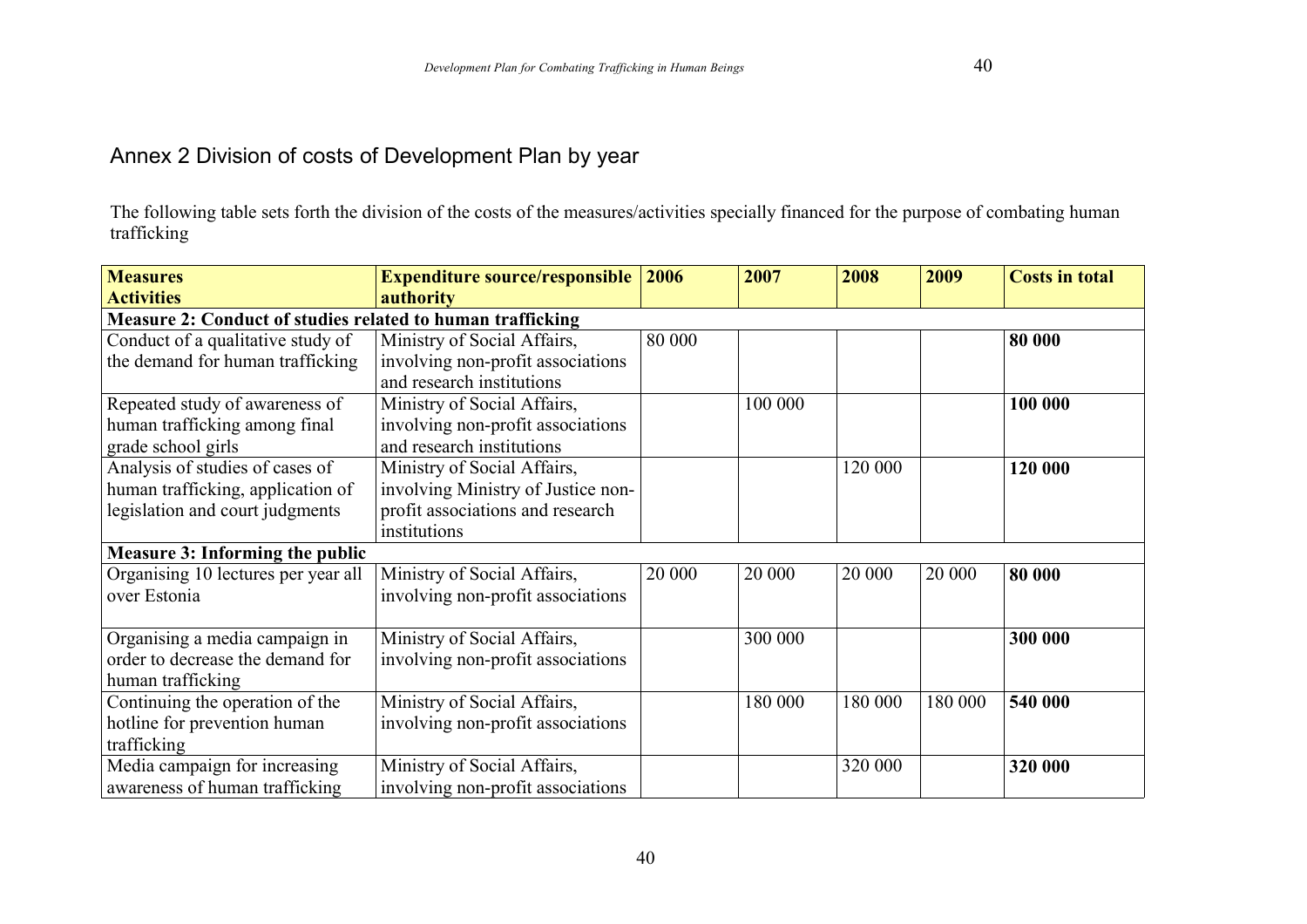## Annex 2 Division of costs of Development Plan by year

The following table sets forth the division of the costs of the measures/activities specially financed for the purpose of combating human trafficking

| Measures<br>Activities | Expenditure source/responsible authority | 2006 | 2007 | 2008 | 2009 | Costs in total |
|---|---|---|---|---|---|---|
| **Measure 2: Conduct of studies related to human trafficking** | | | | | | |
| Conduct of a qualitative study of the demand for human trafficking | Ministry of Social Affairs, involving non-profit associations and research institutions | 80 000 | | | | **80 000** |
| Repeated study of awareness of human trafficking among final grade school girls | Ministry of Social Affairs, involving non-profit associations and research institutions | | 100 000 | | | **100 000** |
| Analysis of studies of cases of human trafficking, application of legislation and court judgments | Ministry of Social Affairs, involving Ministry of Justice non-profit associations and research institutions | | | 120 000 | | **120 000** |
| **Measure 3: Informing the public** | | | | | | |
| Organising 10 lectures per year all over Estonia | Ministry of Social Affairs, involving non-profit associations | 20 000 | 20 000 | 20 000 | 20 000 | **80 000** |
| Organising a media campaign in order to decrease the demand for human trafficking | Ministry of Social Affairs, involving non-profit associations | | 300 000 | | | **300 000** |
| Continuing the operation of the hotline for prevention human trafficking | Ministry of Social Affairs, involving non-profit associations | | 180 000 | 180 000 | 180 000 | **540 000** |
| Media campaign for increasing awareness of human trafficking | Ministry of Social Affairs, involving non-profit associations | | | 320 000 | | **320 000** |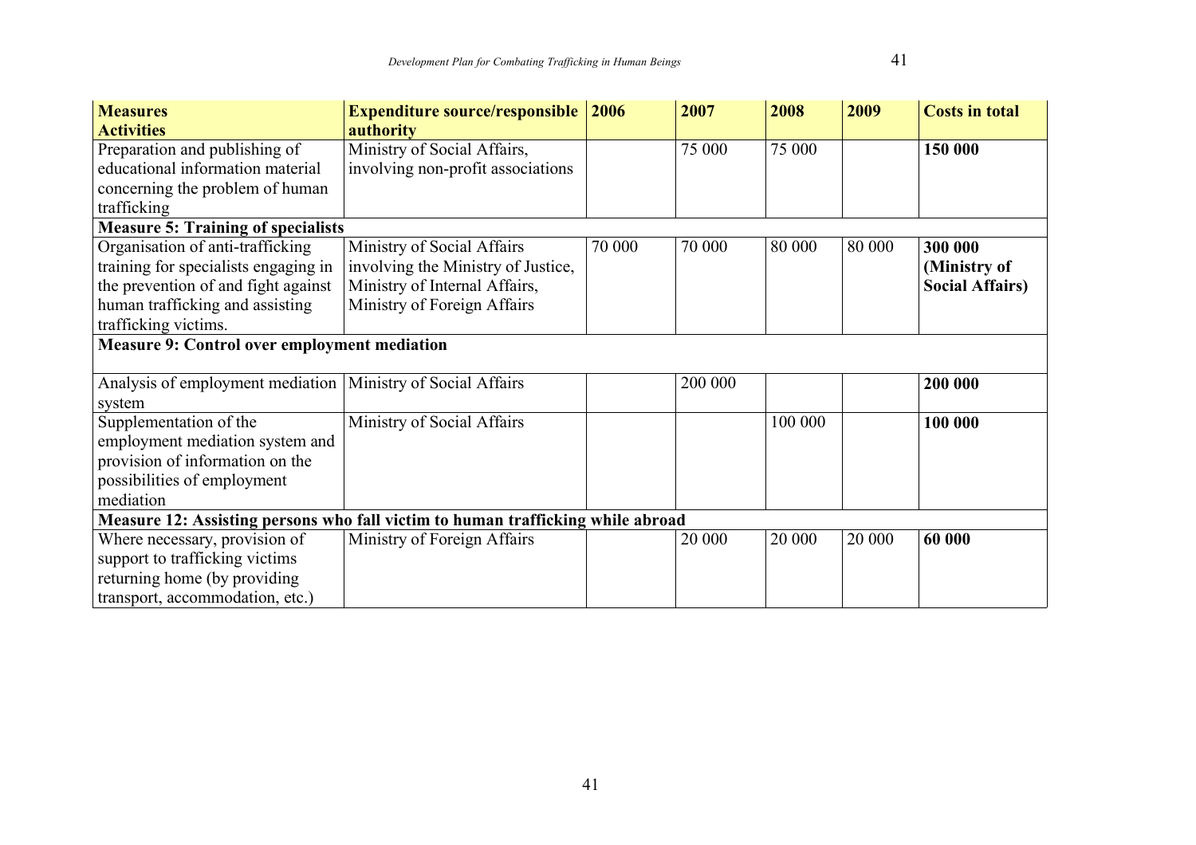| **Measures** **Activities** | **Expenditure source/responsible authority** | **2006** | **2007** | **2008** | **2009** | **Costs in total** |
|---|---|---|---|---|---|---|
| Preparation and publishing of educational information material concerning the problem of human trafficking | Ministry of Social Affairs, involving non-profit associations | | 75 000 | 75 000 | | **150 000** |
| **Measure 5: Training of specialists** | | | | | | |
| Organisation of anti-trafficking training for specialists engaging in the prevention of and fight against human trafficking and assisting trafficking victims. | Ministry of Social Affairs involving the Ministry of Justice, Ministry of Internal Affairs, Ministry of Foreign Affairs | 70 000 | 70 000 | 80 000 | 80 000 | **300 000 (Ministry of Social Affairs)** |
| **Measure 9: Control over employment mediation** | | | | | | |
| Analysis of employment mediation system | Ministry of Social Affairs | | 200 000 | | | **200 000** |
| Supplementation of the employment mediation system and provision of information on the possibilities of employment mediation | Ministry of Social Affairs | | | 100 000 | | **100 000** |
| **Measure 12: Assisting persons who fall victim to human trafficking while abroad** | | | | | | |
| Where necessary, provision of support to trafficking victims returning home (by providing transport, accommodation, etc.) | Ministry of Foreign Affairs | | 20 000 | 20 000 | 20 000 | **60 000** |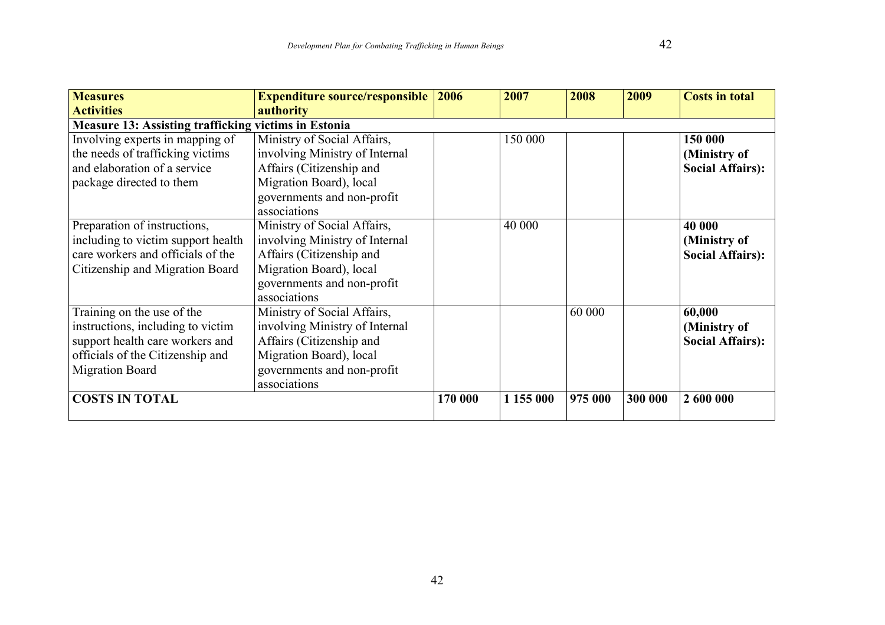| Measures<br>Activities | Expenditure source/responsible authority | 2006 | 2007 | 2008 | 2009 | Costs in total |
|---|---|---|---|---|---|---|
| **Measure 13: Assisting trafficking victims in Estonia** | | | | | | |
| Involving experts in mapping of the needs of trafficking victims and elaboration of a service package directed to them | Ministry of Social Affairs, involving Ministry of Internal Affairs (Citizenship and Migration Board), local governments and non-profit associations | | 150 000 | | | **150 000 (Ministry of Social Affairs):** |
| Preparation of instructions, including to victim support health care workers and officials of the Citizenship and Migration Board | Ministry of Social Affairs, involving Ministry of Internal Affairs (Citizenship and Migration Board), local governments and non-profit associations | | 40 000 | | | **40 000 (Ministry of Social Affairs):** |
| Training on the use of the instructions, including to victim support health care workers and officials of the Citizenship and Migration Board | Ministry of Social Affairs, involving Ministry of Internal Affairs (Citizenship and Migration Board), local governments and non-profit associations | | | 60 000 | | **60,000 (Ministry of Social Affairs):** |
| **COSTS IN TOTAL** | | **170 000** | **1 155 000** | **975 000** | **300 000** | **2 600 000** |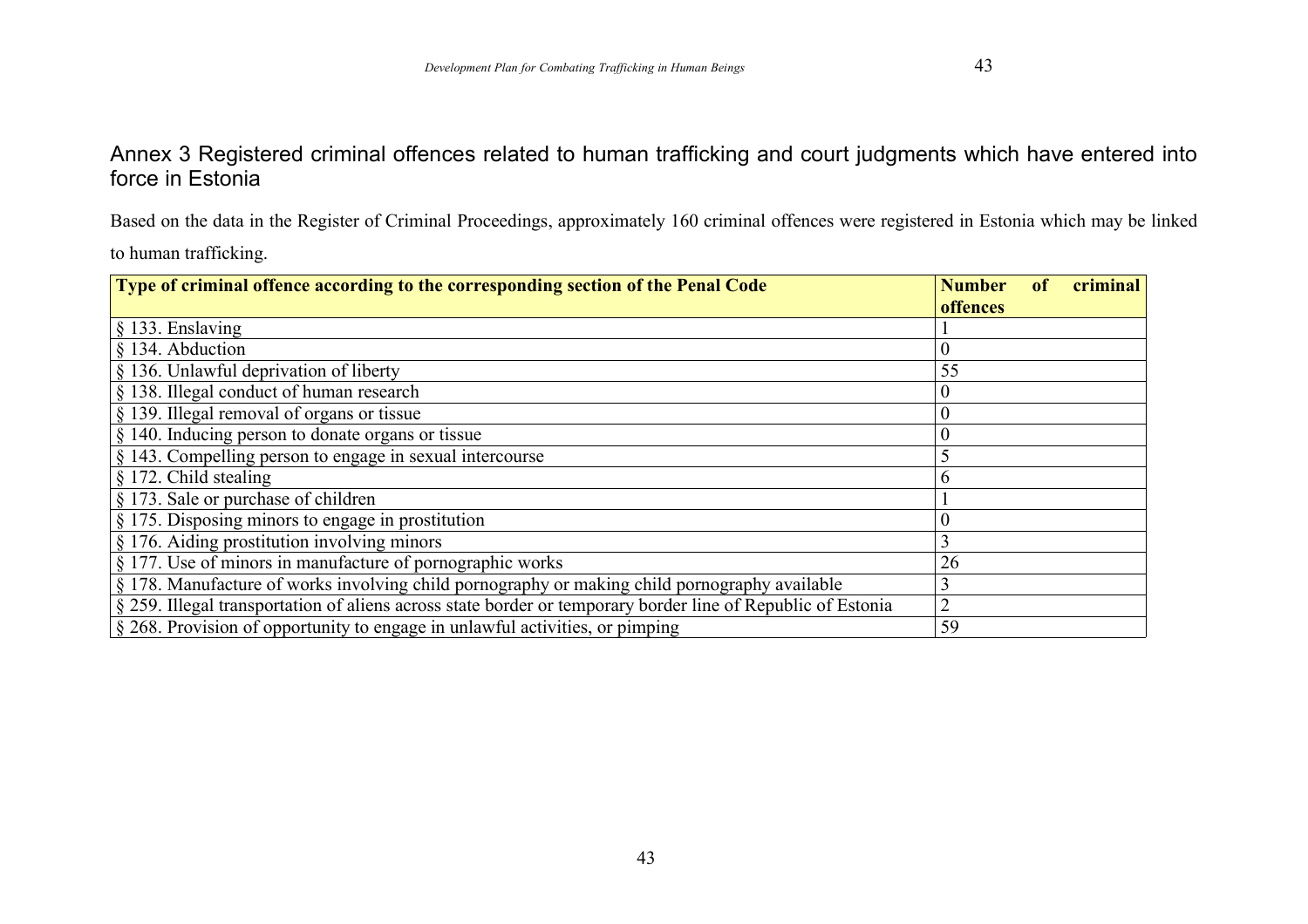## Annex 3 Registered criminal offences related to human trafficking and court judgments which have entered into force in Estonia

Based on the data in the Register of Criminal Proceedings, approximately 160 criminal offences were registered in Estonia which may be linked to human trafficking.

| Type of criminal offence according to the corresponding section of the Penal Code | Number of criminal offences |
|---|---|
| § 133. Enslaving | 1 |
| § 134. Abduction | 0 |
| § 136. Unlawful deprivation of liberty | 55 |
| § 138. Illegal conduct of human research | 0 |
| § 139. Illegal removal of organs or tissue | 0 |
| § 140. Inducing person to donate organs or tissue | 0 |
| § 143. Compelling person to engage in sexual intercourse | 5 |
| § 172. Child stealing | 6 |
| § 173. Sale or purchase of children | 1 |
| § 175. Disposing minors to engage in prostitution | 0 |
| § 176. Aiding prostitution involving minors | 3 |
| § 177. Use of minors in manufacture of pornographic works | 26 |
| § 178. Manufacture of works involving child pornography or making child pornography available | 3 |
| § 259. Illegal transportation of aliens across state border or temporary border line of Republic of Estonia | 2 |
| § 268. Provision of opportunity to engage in unlawful activities, or pimping | 59 |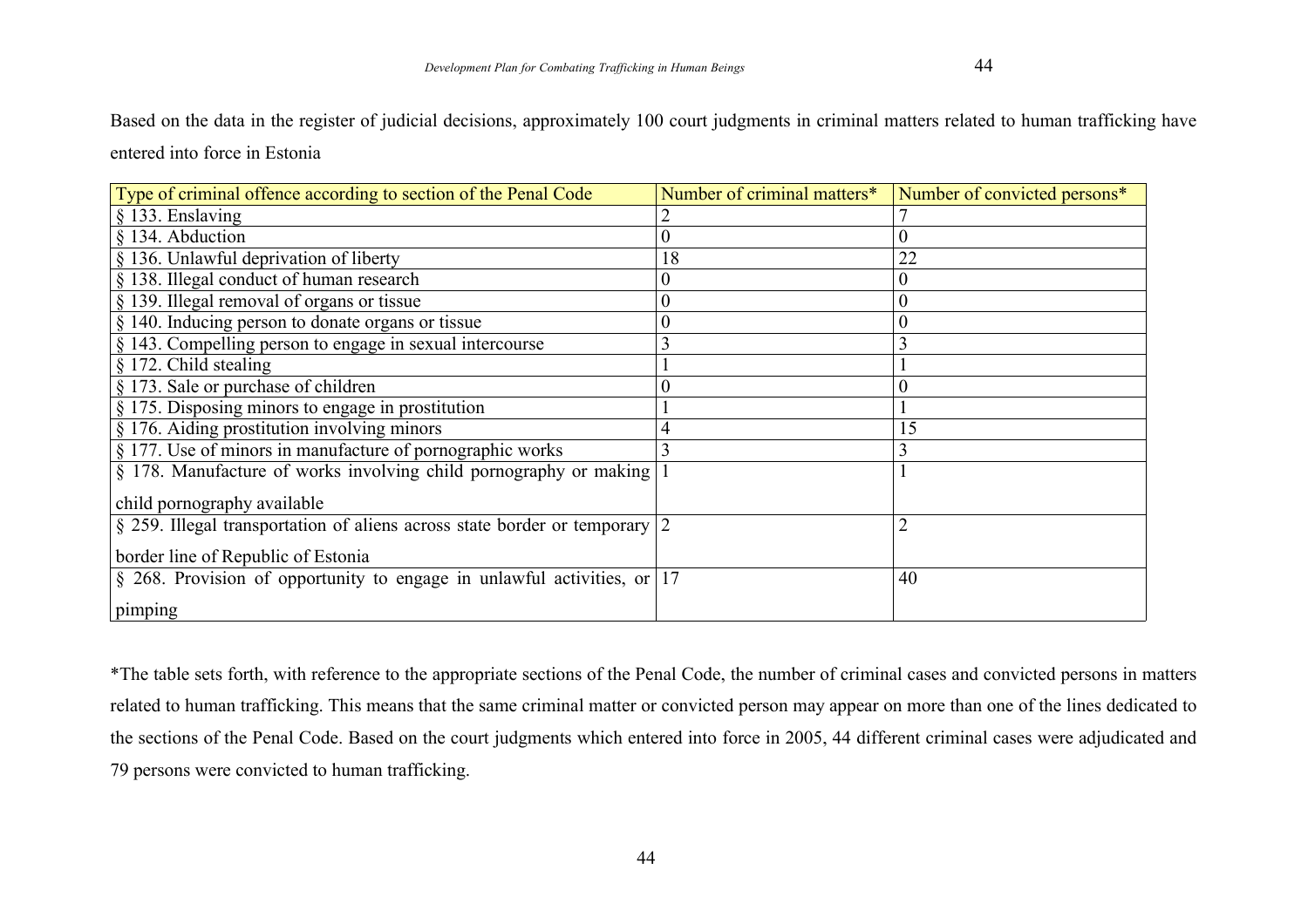Based on the data in the register of judicial decisions, approximately 100 court judgments in criminal matters related to human trafficking have entered into force in Estonia

| Type of criminal offence according to section of the Penal Code | Number of criminal matters* | Number of convicted persons* |
|---|---|---|
| § 133. Enslaving | 2 | 7 |
| § 134. Abduction | 0 | 0 |
| § 136. Unlawful deprivation of liberty | 18 | 22 |
| § 138. Illegal conduct of human research | 0 | 0 |
| § 139. Illegal removal of organs or tissue | 0 | 0 |
| § 140. Inducing person to donate organs or tissue | 0 | 0 |
| § 143. Compelling person to engage in sexual intercourse | 3 | 3 |
| § 172. Child stealing | 1 | 1 |
| § 173. Sale or purchase of children | 0 | 0 |
| § 175. Disposing minors to engage in prostitution | 1 | 1 |
| § 176. Aiding prostitution involving minors | 4 | 15 |
| § 177. Use of minors in manufacture of pornographic works | 3 | 3 |
| § 178. Manufacture of works involving child pornography or making child pornography available | 1 | 1 |
| § 259. Illegal transportation of aliens across state border or temporary border line of Republic of Estonia | 2 | 2 |
| § 268. Provision of opportunity to engage in unlawful activities, or pimping | 17 | 40 |

*The table sets forth, with reference to the appropriate sections of the Penal Code, the number of criminal cases and convicted persons in matters related to human trafficking. This means that the same criminal matter or convicted person may appear on more than one of the lines dedicated to the sections of the Penal Code. Based on the court judgments which entered into force in 2005, 44 different criminal cases were adjudicated and 79 persons were convicted to human trafficking.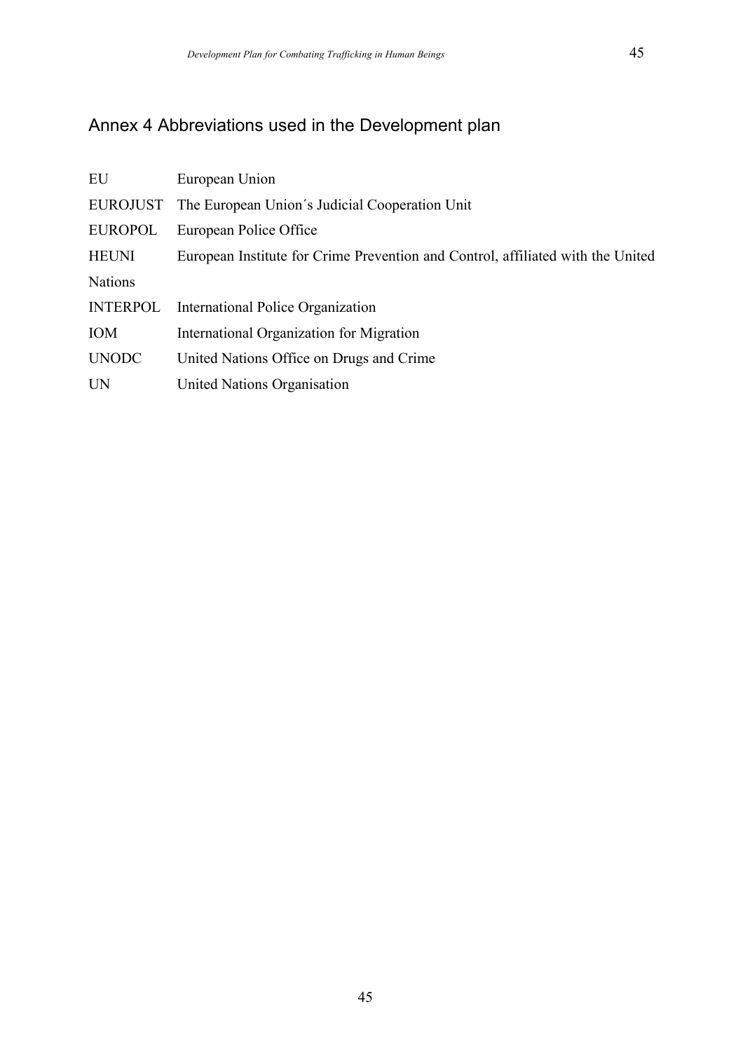## Annex 4 Abbreviations used in the Development plan

| | |
|---|---|
| EU | European Union |
| EUROJUST | The European Union´s Judicial Cooperation Unit |
| EUROPOL | European Police Office |
| HEUNI | European Institute for Crime Prevention and Control, affiliated with the United Nations |
| INTERPOL | International Police Organization |
| IOM | International Organization for Migration |
| UNODC | United Nations Office on Drugs and Crime |
| UN | United Nations Organisation |